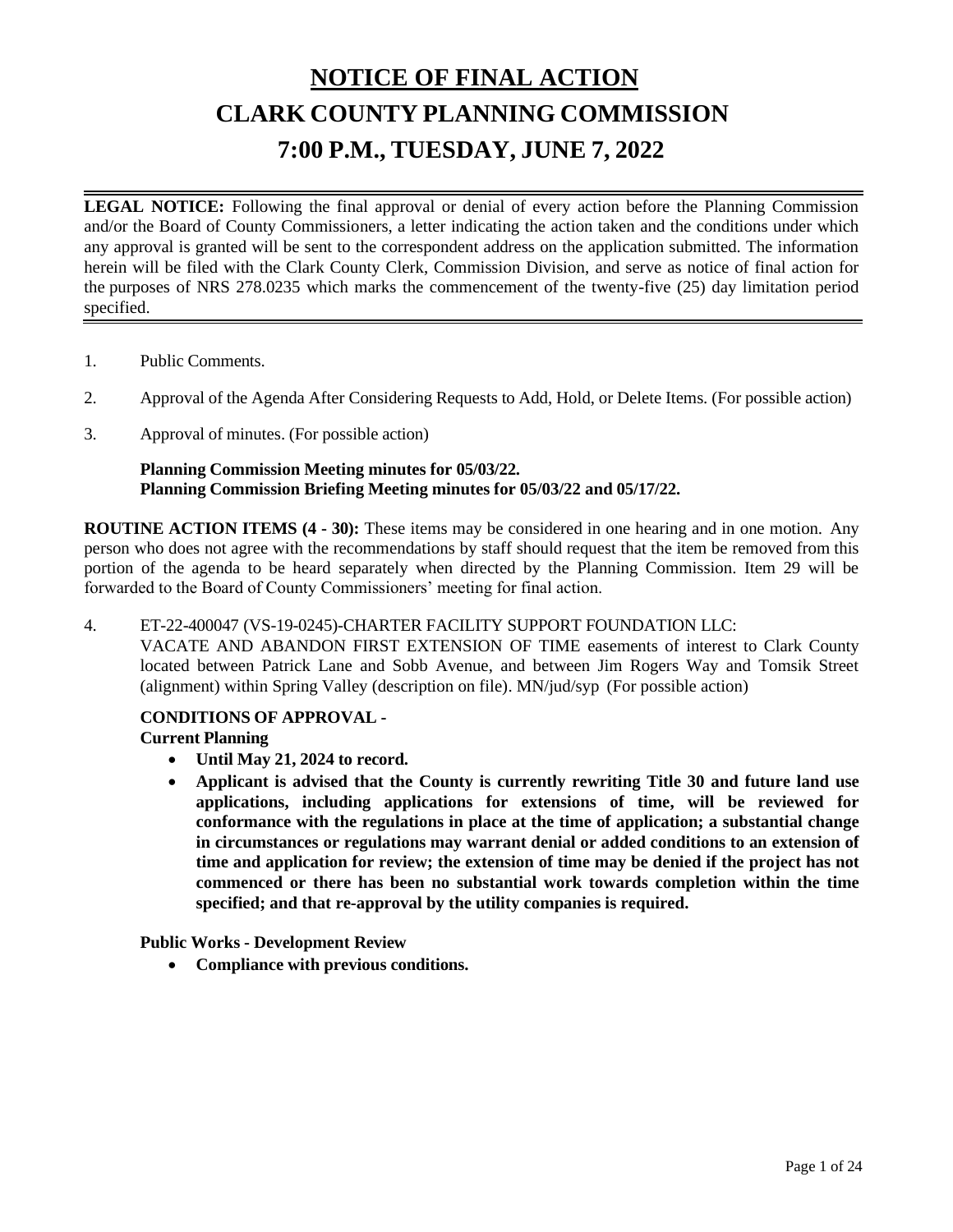# NOTICE OF FINAL ACTION

# CLARK COUNTY PLANNING COMMISSION

# 7:00 P.M., TUESDAY, JUNE 7, 2022

**LEGAL NOTICE:** Following the final approval or denial of every action before the Planning Commission and/or the Board of County Commissioners, a letter indicating the action taken and the conditions under which any approval is granted will be sent to the correspondent address on the application submitted. The information herein will be filed with the Clark County Clerk, Commission Division, and serve as notice of final action for the purposes of NRS 278.0235 which marks the commencement of the twenty-five (25) day limitation period specified.

1. Public Comments.

2. Approval of the Agenda After Considering Requests to Add, Hold, or Delete Items. (For possible action)

3. Approval of minutes. (For possible action)

   **Planning Commission Meeting minutes for 05/03/22.**
   **Planning Commission Briefing Meeting minutes for 05/03/22 and 05/17/22.**

**ROUTINE ACTION ITEMS (4 - 30):** These items may be considered in one hearing and in one motion. Any person who does not agree with the recommendations by staff should request that the item be removed from this portion of the agenda to be heard separately when directed by the Planning Commission. Item 29 will be forwarded to the Board of County Commissioners' meeting for final action.

4. ET-22-400047 (VS-19-0245)-CHARTER FACILITY SUPPORT FOUNDATION LLC:
   VACATE AND ABANDON FIRST EXTENSION OF TIME easements of interest to Clark County located between Patrick Lane and Sobb Avenue, and between Jim Rogers Way and Tomsik Street (alignment) within Spring Valley (description on file). MN/jud/syp (For possible action)

   **CONDITIONS OF APPROVAL -**
   **Current Planning**
   - **Until May 21, 2024 to record.**
   - **Applicant is advised that the County is currently rewriting Title 30 and future land use applications, including applications for extensions of time, will be reviewed for conformance with the regulations in place at the time of application; a substantial change in circumstances or regulations may warrant denial or added conditions to an extension of time and application for review; the extension of time may be denied if the project has not commenced or there has been no substantial work towards completion within the time specified; and that re-approval by the utility companies is required.**

   **Public Works - Development Review**
   - **Compliance with previous conditions.**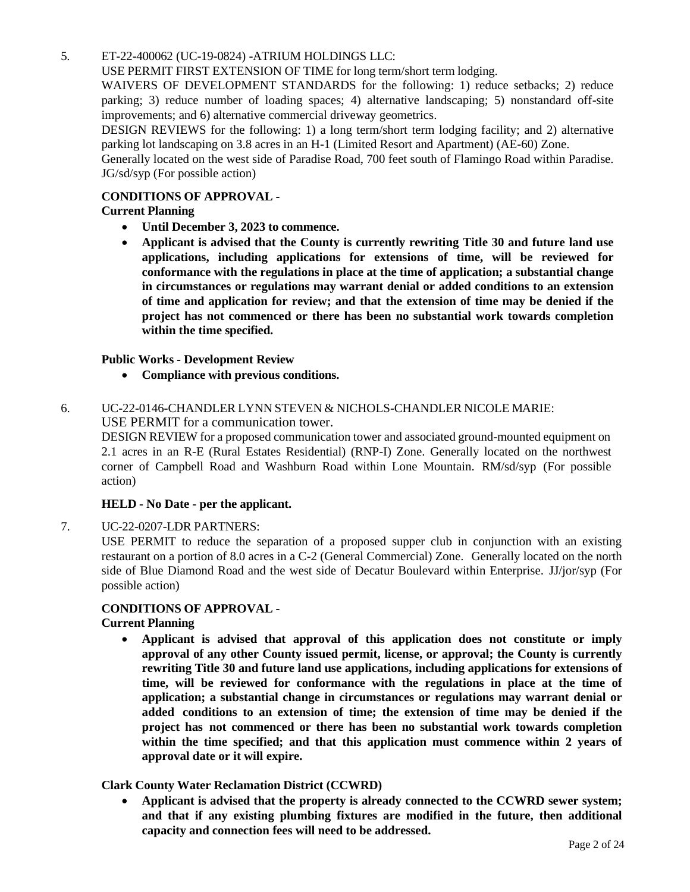5. ET-22-400062 (UC-19-0824) -ATRIUM HOLDINGS LLC:

   USE PERMIT FIRST EXTENSION OF TIME for long term/short term lodging.

   WAIVERS OF DEVELOPMENT STANDARDS for the following: 1) reduce setbacks; 2) reduce parking; 3) reduce number of loading spaces; 4) alternative landscaping; 5) nonstandard off-site improvements; and 6) alternative commercial driveway geometrics.

   DESIGN REVIEWS for the following: 1) a long term/short term lodging facility; and 2) alternative parking lot landscaping on 3.8 acres in an H-1 (Limited Resort and Apartment) (AE-60) Zone.

   Generally located on the west side of Paradise Road, 700 feet south of Flamingo Road within Paradise. JG/sd/syp (For possible action)

   **CONDITIONS OF APPROVAL -**

   **Current Planning**

   - **Until December 3, 2023 to commence.**
   - **Applicant is advised that the County is currently rewriting Title 30 and future land use applications, including applications for extensions of time, will be reviewed for conformance with the regulations in place at the time of application; a substantial change in circumstances or regulations may warrant denial or added conditions to an extension of time and application for review; and that the extension of time may be denied if the project has not commenced or there has been no substantial work towards completion within the time specified.**

   **Public Works - Development Review**

   - **Compliance with previous conditions.**

6. UC-22-0146-CHANDLER LYNN STEVEN & NICHOLS-CHANDLER NICOLE MARIE:

   USE PERMIT for a communication tower.

   DESIGN REVIEW for a proposed communication tower and associated ground-mounted equipment on 2.1 acres in an R-E (Rural Estates Residential) (RNP-I) Zone. Generally located on the northwest corner of Campbell Road and Washburn Road within Lone Mountain. RM/sd/syp (For possible action)

   **HELD - No Date - per the applicant.**

7. UC-22-0207-LDR PARTNERS:

   USE PERMIT to reduce the separation of a proposed supper club in conjunction with an existing restaurant on a portion of 8.0 acres in a C-2 (General Commercial) Zone. Generally located on the north side of Blue Diamond Road and the west side of Decatur Boulevard within Enterprise. JJ/jor/syp (For possible action)

   **CONDITIONS OF APPROVAL -**

   **Current Planning**

   - **Applicant is advised that approval of this application does not constitute or imply approval of any other County issued permit, license, or approval; the County is currently rewriting Title 30 and future land use applications, including applications for extensions of time, will be reviewed for conformance with the regulations in place at the time of application; a substantial change in circumstances or regulations may warrant denial or added conditions to an extension of time; the extension of time may be denied if the project has not commenced or there has been no substantial work towards completion within the time specified; and that this application must commence within 2 years of approval date or it will expire.**

   **Clark County Water Reclamation District (CCWRD)**

   - **Applicant is advised that the property is already connected to the CCWRD sewer system; and that if any existing plumbing fixtures are modified in the future, then additional capacity and connection fees will need to be addressed.**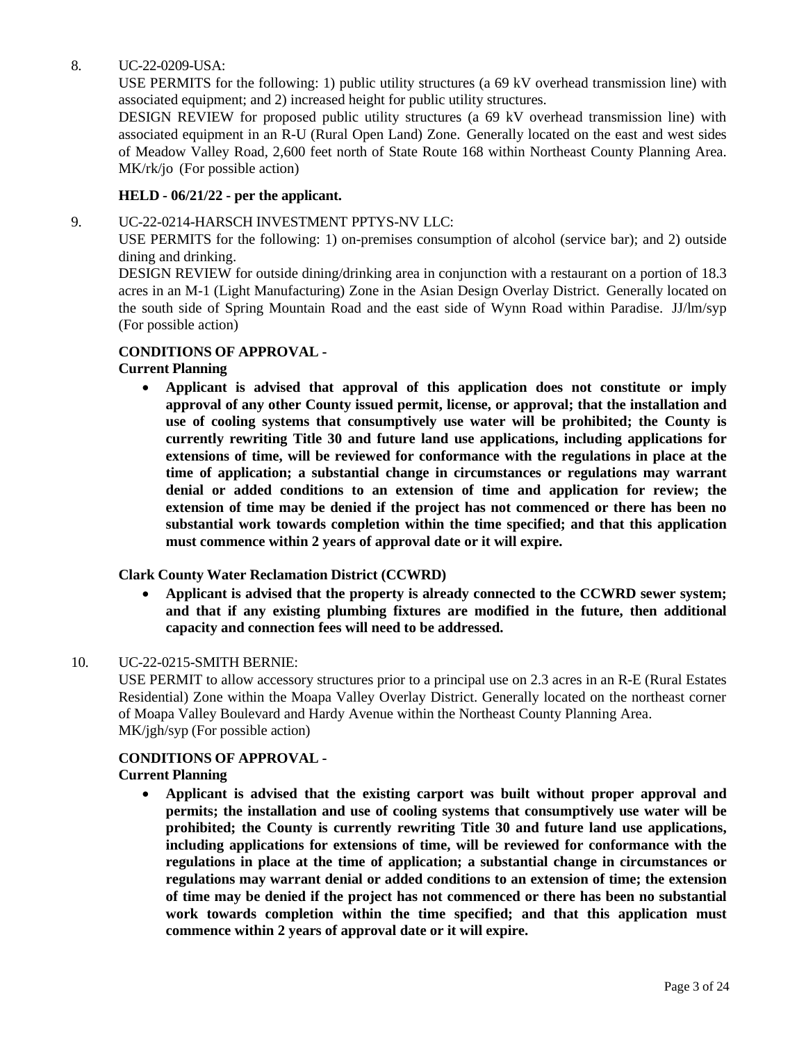8. UC-22-0209-USA:

   USE PERMITS for the following: 1) public utility structures (a 69 kV overhead transmission line) with associated equipment; and 2) increased height for public utility structures.

   DESIGN REVIEW for proposed public utility structures (a 69 kV overhead transmission line) with associated equipment in an R-U (Rural Open Land) Zone. Generally located on the east and west sides of Meadow Valley Road, 2,600 feet north of State Route 168 within Northeast County Planning Area. MK/rk/jo (For possible action)

   **HELD - 06/21/22 - per the applicant.**

9. UC-22-0214-HARSCH INVESTMENT PPTYS-NV LLC:

   USE PERMITS for the following: 1) on-premises consumption of alcohol (service bar); and 2) outside dining and drinking.

   DESIGN REVIEW for outside dining/drinking area in conjunction with a restaurant on a portion of 18.3 acres in an M-1 (Light Manufacturing) Zone in the Asian Design Overlay District. Generally located on the south side of Spring Mountain Road and the east side of Wynn Road within Paradise. JJ/lm/syp (For possible action)

   **CONDITIONS OF APPROVAL -**

   **Current Planning**

   - **Applicant is advised that approval of this application does not constitute or imply approval of any other County issued permit, license, or approval; that the installation and use of cooling systems that consumptively use water will be prohibited; the County is currently rewriting Title 30 and future land use applications, including applications for extensions of time, will be reviewed for conformance with the regulations in place at the time of application; a substantial change in circumstances or regulations may warrant denial or added conditions to an extension of time and application for review; the extension of time may be denied if the project has not commenced or there has been no substantial work towards completion within the time specified; and that this application must commence within 2 years of approval date or it will expire.**

   **Clark County Water Reclamation District (CCWRD)**

   - **Applicant is advised that the property is already connected to the CCWRD sewer system; and that if any existing plumbing fixtures are modified in the future, then additional capacity and connection fees will need to be addressed.**

10. UC-22-0215-SMITH BERNIE:

    USE PERMIT to allow accessory structures prior to a principal use on 2.3 acres in an R-E (Rural Estates Residential) Zone within the Moapa Valley Overlay District. Generally located on the northeast corner of Moapa Valley Boulevard and Hardy Avenue within the Northeast County Planning Area. MK/jgh/syp (For possible action)

    **CONDITIONS OF APPROVAL -**

    **Current Planning**

    - **Applicant is advised that the existing carport was built without proper approval and permits; the installation and use of cooling systems that consumptively use water will be prohibited; the County is currently rewriting Title 30 and future land use applications, including applications for extensions of time, will be reviewed for conformance with the regulations in place at the time of application; a substantial change in circumstances or regulations may warrant denial or added conditions to an extension of time; the extension of time may be denied if the project has not commenced or there has been no substantial work towards completion within the time specified; and that this application must commence within 2 years of approval date or it will expire.**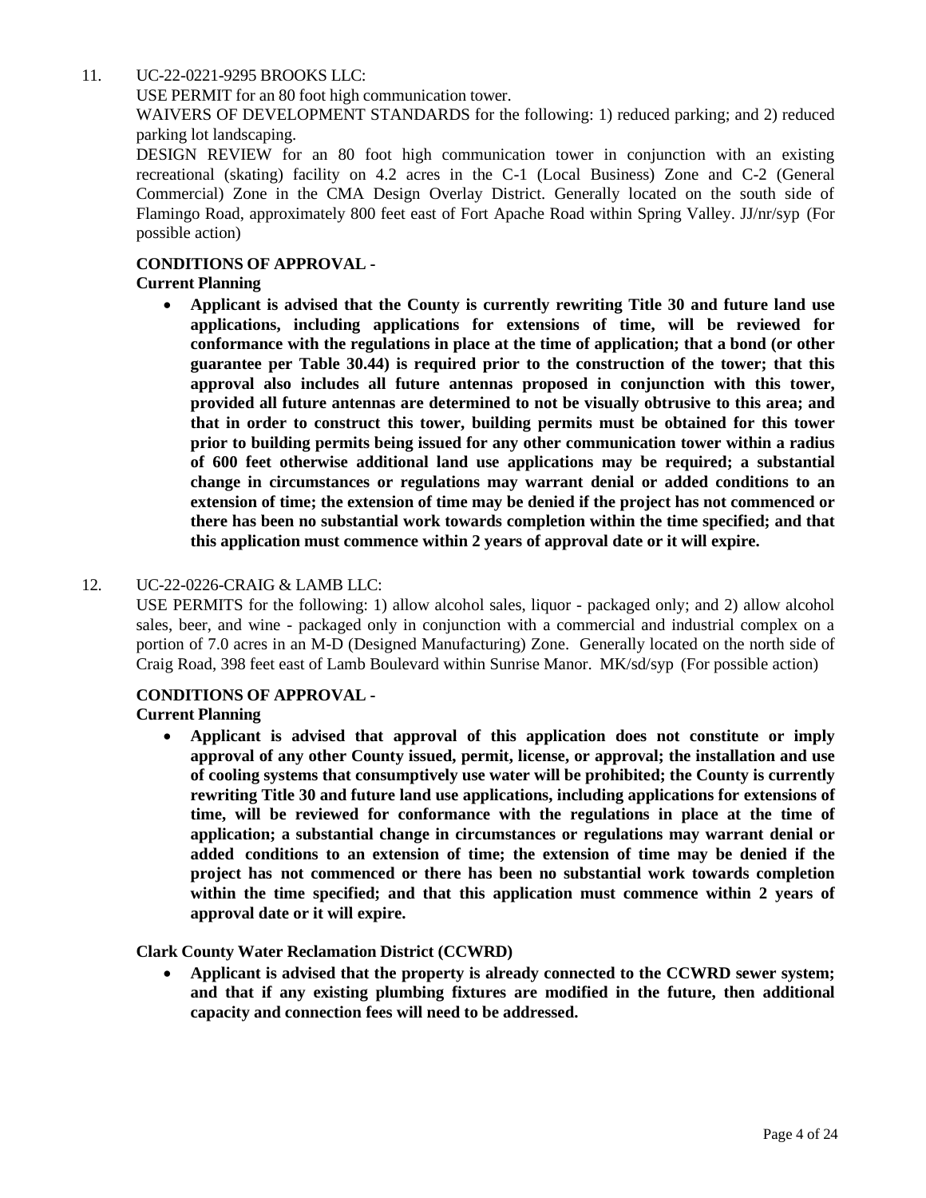11. UC-22-0221-9295 BROOKS LLC:

USE PERMIT for an 80 foot high communication tower.

WAIVERS OF DEVELOPMENT STANDARDS for the following: 1) reduced parking; and 2) reduced parking lot landscaping.

DESIGN REVIEW for an 80 foot high communication tower in conjunction with an existing recreational (skating) facility on 4.2 acres in the C-1 (Local Business) Zone and C-2 (General Commercial) Zone in the CMA Design Overlay District. Generally located on the south side of Flamingo Road, approximately 800 feet east of Fort Apache Road within Spring Valley. JJ/nr/syp (For possible action)

**CONDITIONS OF APPROVAL -**

**Current Planning**

- **Applicant is advised that the County is currently rewriting Title 30 and future land use applications, including applications for extensions of time, will be reviewed for conformance with the regulations in place at the time of application; that a bond (or other guarantee per Table 30.44) is required prior to the construction of the tower; that this approval also includes all future antennas proposed in conjunction with this tower, provided all future antennas are determined to not be visually obtrusive to this area; and that in order to construct this tower, building permits must be obtained for this tower prior to building permits being issued for any other communication tower within a radius of 600 feet otherwise additional land use applications may be required; a substantial change in circumstances or regulations may warrant denial or added conditions to an extension of time; the extension of time may be denied if the project has not commenced or there has been no substantial work towards completion within the time specified; and that this application must commence within 2 years of approval date or it will expire.**

12. UC-22-0226-CRAIG & LAMB LLC:

USE PERMITS for the following: 1) allow alcohol sales, liquor - packaged only; and 2) allow alcohol sales, beer, and wine - packaged only in conjunction with a commercial and industrial complex on a portion of 7.0 acres in an M-D (Designed Manufacturing) Zone. Generally located on the north side of Craig Road, 398 feet east of Lamb Boulevard within Sunrise Manor. MK/sd/syp (For possible action)

**CONDITIONS OF APPROVAL -**

**Current Planning**

- **Applicant is advised that approval of this application does not constitute or imply approval of any other County issued, permit, license, or approval; the installation and use of cooling systems that consumptively use water will be prohibited; the County is currently rewriting Title 30 and future land use applications, including applications for extensions of time, will be reviewed for conformance with the regulations in place at the time of application; a substantial change in circumstances or regulations may warrant denial or added conditions to an extension of time; the extension of time may be denied if the project has not commenced or there has been no substantial work towards completion within the time specified; and that this application must commence within 2 years of approval date or it will expire.**

**Clark County Water Reclamation District (CCWRD)**

- **Applicant is advised that the property is already connected to the CCWRD sewer system; and that if any existing plumbing fixtures are modified in the future, then additional capacity and connection fees will need to be addressed.**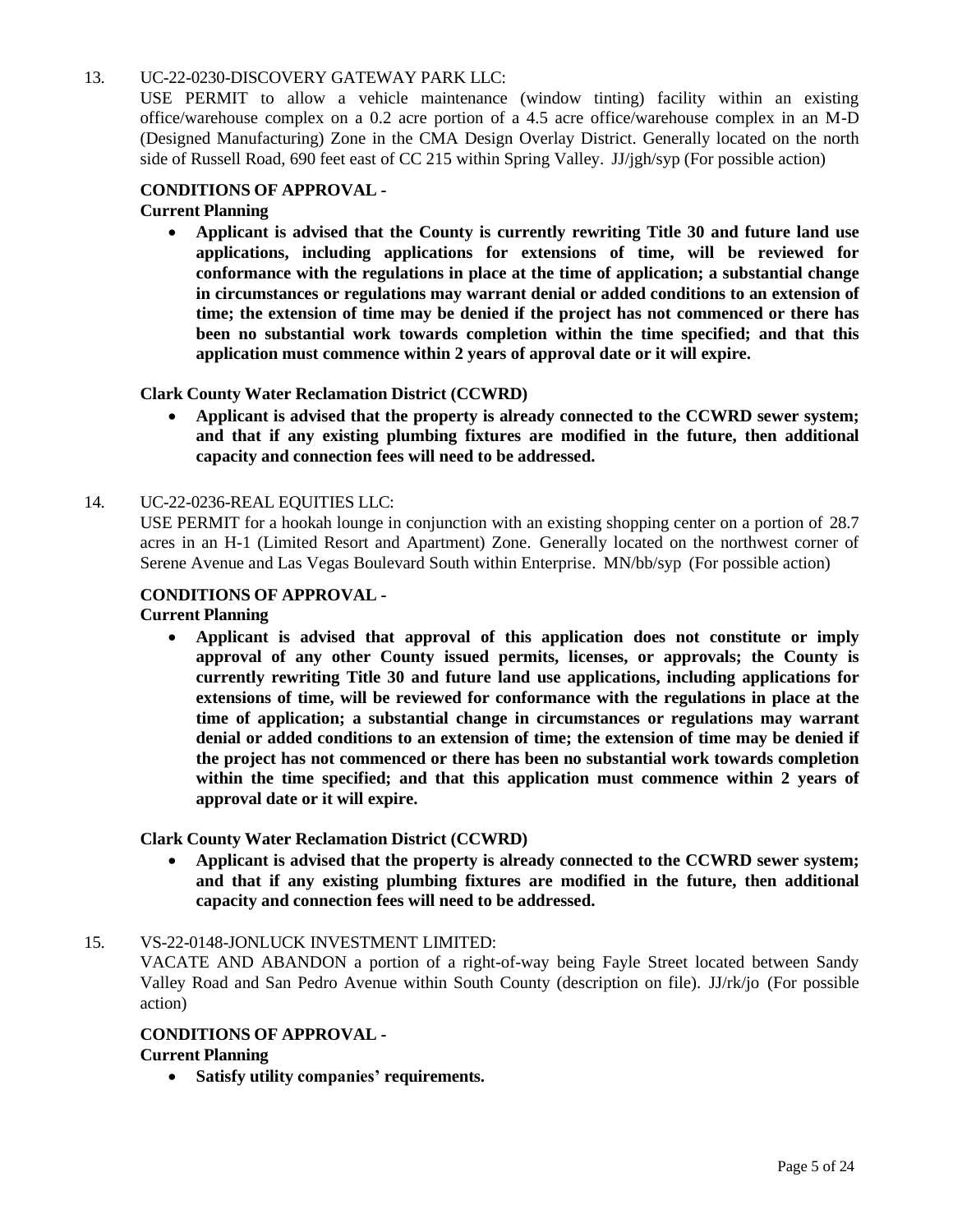13. UC-22-0230-DISCOVERY GATEWAY PARK LLC:
USE PERMIT to allow a vehicle maintenance (window tinting) facility within an existing office/warehouse complex on a 0.2 acre portion of a 4.5 acre office/warehouse complex in an M-D (Designed Manufacturing) Zone in the CMA Design Overlay District. Generally located on the north side of Russell Road, 690 feet east of CC 215 within Spring Valley. JJ/jgh/syp (For possible action)

**CONDITIONS OF APPROVAL -**

**Current Planning**

- **Applicant is advised that the County is currently rewriting Title 30 and future land use applications, including applications for extensions of time, will be reviewed for conformance with the regulations in place at the time of application; a substantial change in circumstances or regulations may warrant denial or added conditions to an extension of time; the extension of time may be denied if the project has not commenced or there has been no substantial work towards completion within the time specified; and that this application must commence within 2 years of approval date or it will expire.**

**Clark County Water Reclamation District (CCWRD)**

- **Applicant is advised that the property is already connected to the CCWRD sewer system; and that if any existing plumbing fixtures are modified in the future, then additional capacity and connection fees will need to be addressed.**

14. UC-22-0236-REAL EQUITIES LLC:
USE PERMIT for a hookah lounge in conjunction with an existing shopping center on a portion of 28.7 acres in an H-1 (Limited Resort and Apartment) Zone. Generally located on the northwest corner of Serene Avenue and Las Vegas Boulevard South within Enterprise. MN/bb/syp (For possible action)

**CONDITIONS OF APPROVAL -**

**Current Planning**

- **Applicant is advised that approval of this application does not constitute or imply approval of any other County issued permits, licenses, or approvals; the County is currently rewriting Title 30 and future land use applications, including applications for extensions of time, will be reviewed for conformance with the regulations in place at the time of application; a substantial change in circumstances or regulations may warrant denial or added conditions to an extension of time; the extension of time may be denied if the project has not commenced or there has been no substantial work towards completion within the time specified; and that this application must commence within 2 years of approval date or it will expire.**

**Clark County Water Reclamation District (CCWRD)**

- **Applicant is advised that the property is already connected to the CCWRD sewer system; and that if any existing plumbing fixtures are modified in the future, then additional capacity and connection fees will need to be addressed.**

15. VS-22-0148-JONLUCK INVESTMENT LIMITED:
VACATE AND ABANDON a portion of a right-of-way being Fayle Street located between Sandy Valley Road and San Pedro Avenue within South County (description on file). JJ/rk/jo (For possible action)

**CONDITIONS OF APPROVAL -**

**Current Planning**

- **Satisfy utility companies' requirements.**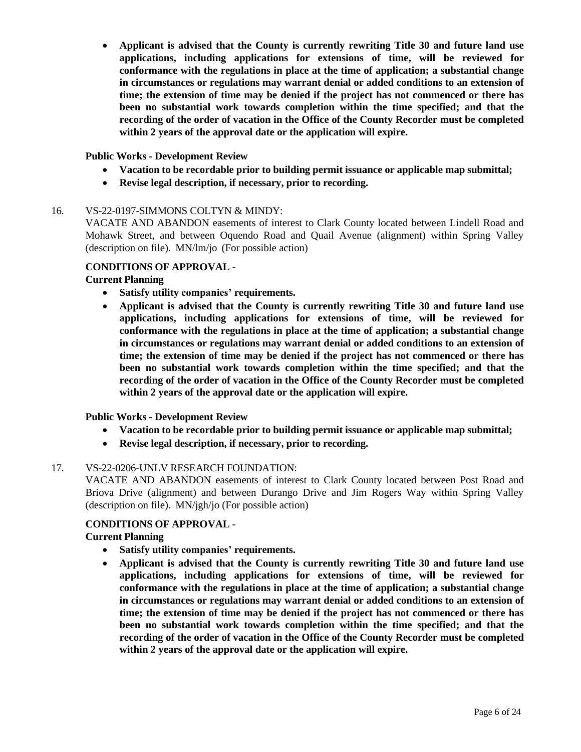- **Applicant is advised that the County is currently rewriting Title 30 and future land use applications, including applications for extensions of time, will be reviewed for conformance with the regulations in place at the time of application; a substantial change in circumstances or regulations may warrant denial or added conditions to an extension of time; the extension of time may be denied if the project has not commenced or there has been no substantial work towards completion within the time specified; and that the recording of the order of vacation in the Office of the County Recorder must be completed within 2 years of the approval date or the application will expire.**

**Public Works - Development Review**

- **Vacation to be recordable prior to building permit issuance or applicable map submittal;**
- **Revise legal description, if necessary, prior to recording.**

16. VS-22-0197-SIMMONS COLTYN & MINDY:
VACATE AND ABANDON easements of interest to Clark County located between Lindell Road and Mohawk Street, and between Oquendo Road and Quail Avenue (alignment) within Spring Valley (description on file). MN/lm/jo (For possible action)

**CONDITIONS OF APPROVAL -**

**Current Planning**

- **Satisfy utility companies' requirements.**
- **Applicant is advised that the County is currently rewriting Title 30 and future land use applications, including applications for extensions of time, will be reviewed for conformance with the regulations in place at the time of application; a substantial change in circumstances or regulations may warrant denial or added conditions to an extension of time; the extension of time may be denied if the project has not commenced or there has been no substantial work towards completion within the time specified; and that the recording of the order of vacation in the Office of the County Recorder must be completed within 2 years of the approval date or the application will expire.**

**Public Works - Development Review**

- **Vacation to be recordable prior to building permit issuance or applicable map submittal;**
- **Revise legal description, if necessary, prior to recording.**

17. VS-22-0206-UNLV RESEARCH FOUNDATION:
VACATE AND ABANDON easements of interest to Clark County located between Post Road and Briova Drive (alignment) and between Durango Drive and Jim Rogers Way within Spring Valley (description on file). MN/jgh/jo (For possible action)

**CONDITIONS OF APPROVAL -**

**Current Planning**

- **Satisfy utility companies' requirements.**
- **Applicant is advised that the County is currently rewriting Title 30 and future land use applications, including applications for extensions of time, will be reviewed for conformance with the regulations in place at the time of application; a substantial change in circumstances or regulations may warrant denial or added conditions to an extension of time; the extension of time may be denied if the project has not commenced or there has been no substantial work towards completion within the time specified; and that the recording of the order of vacation in the Office of the County Recorder must be completed within 2 years of the approval date or the application will expire.**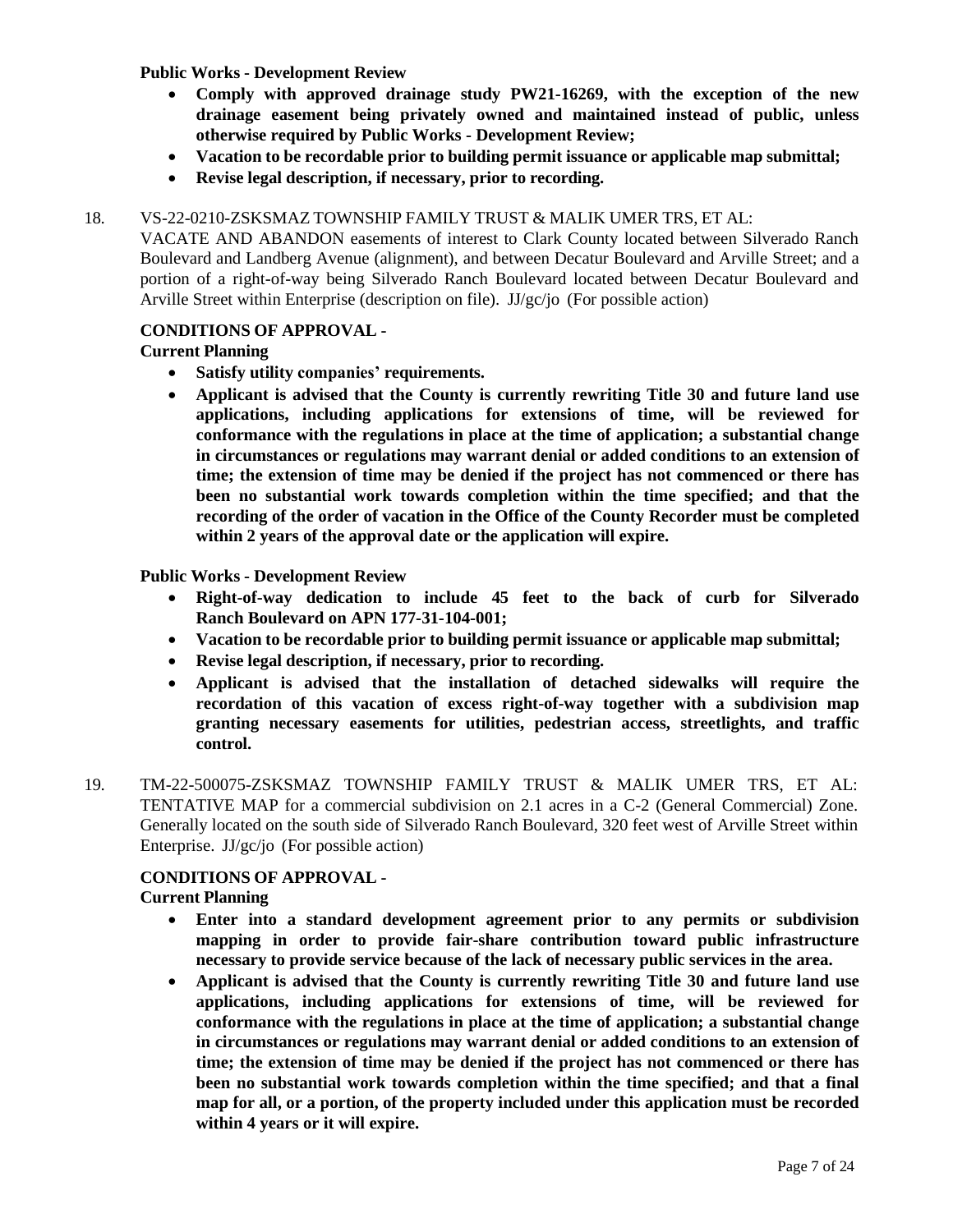**Public Works - Development Review**

- **Comply with approved drainage study PW21-16269, with the exception of the new drainage easement being privately owned and maintained instead of public, unless otherwise required by Public Works - Development Review;**
- **Vacation to be recordable prior to building permit issuance or applicable map submittal;**
- **Revise legal description, if necessary, prior to recording.**

18. VS-22-0210-ZSKSMAZ TOWNSHIP FAMILY TRUST & MALIK UMER TRS, ET AL:
VACATE AND ABANDON easements of interest to Clark County located between Silverado Ranch Boulevard and Landberg Avenue (alignment), and between Decatur Boulevard and Arville Street; and a portion of a right-of-way being Silverado Ranch Boulevard located between Decatur Boulevard and Arville Street within Enterprise (description on file). JJ/gc/jo (For possible action)

**CONDITIONS OF APPROVAL -**

**Current Planning**

- **Satisfy utility companies' requirements.**
- **Applicant is advised that the County is currently rewriting Title 30 and future land use applications, including applications for extensions of time, will be reviewed for conformance with the regulations in place at the time of application; a substantial change in circumstances or regulations may warrant denial or added conditions to an extension of time; the extension of time may be denied if the project has not commenced or there has been no substantial work towards completion within the time specified; and that the recording of the order of vacation in the Office of the County Recorder must be completed within 2 years of the approval date or the application will expire.**

**Public Works - Development Review**

- **Right-of-way dedication to include 45 feet to the back of curb for Silverado Ranch Boulevard on APN 177-31-104-001;**
- **Vacation to be recordable prior to building permit issuance or applicable map submittal;**
- **Revise legal description, if necessary, prior to recording.**
- **Applicant is advised that the installation of detached sidewalks will require the recordation of this vacation of excess right-of-way together with a subdivision map granting necessary easements for utilities, pedestrian access, streetlights, and traffic control.**

19. TM-22-500075-ZSKSMAZ TOWNSHIP FAMILY TRUST & MALIK UMER TRS, ET AL:
TENTATIVE MAP for a commercial subdivision on 2.1 acres in a C-2 (General Commercial) Zone. Generally located on the south side of Silverado Ranch Boulevard, 320 feet west of Arville Street within Enterprise. JJ/gc/jo (For possible action)

**CONDITIONS OF APPROVAL -**

**Current Planning**

- **Enter into a standard development agreement prior to any permits or subdivision mapping in order to provide fair-share contribution toward public infrastructure necessary to provide service because of the lack of necessary public services in the area.**
- **Applicant is advised that the County is currently rewriting Title 30 and future land use applications, including applications for extensions of time, will be reviewed for conformance with the regulations in place at the time of application; a substantial change in circumstances or regulations may warrant denial or added conditions to an extension of time; the extension of time may be denied if the project has not commenced or there has been no substantial work towards completion within the time specified; and that a final map for all, or a portion, of the property included under this application must be recorded within 4 years or it will expire.**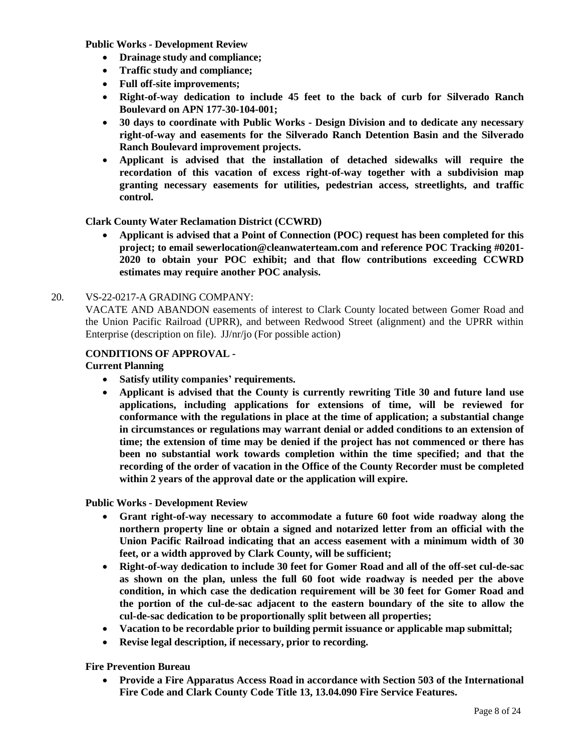**Public Works - Development Review**

- **Drainage study and compliance;**
- **Traffic study and compliance;**
- **Full off-site improvements;**
- **Right-of-way dedication to include 45 feet to the back of curb for Silverado Ranch Boulevard on APN 177-30-104-001;**
- **30 days to coordinate with Public Works - Design Division and to dedicate any necessary right-of-way and easements for the Silverado Ranch Detention Basin and the Silverado Ranch Boulevard improvement projects.**
- **Applicant is advised that the installation of detached sidewalks will require the recordation of this vacation of excess right-of-way together with a subdivision map granting necessary easements for utilities, pedestrian access, streetlights, and traffic control.**

**Clark County Water Reclamation District (CCWRD)**

- **Applicant is advised that a Point of Connection (POC) request has been completed for this project; to email sewerlocation@cleanwaterteam.com and reference POC Tracking #0201-2020 to obtain your POC exhibit; and that flow contributions exceeding CCWRD estimates may require another POC analysis.**

20. VS-22-0217-A GRADING COMPANY:
VACATE AND ABANDON easements of interest to Clark County located between Gomer Road and the Union Pacific Railroad (UPRR), and between Redwood Street (alignment) and the UPRR within Enterprise (description on file). JJ/nr/jo (For possible action)

**CONDITIONS OF APPROVAL -**

**Current Planning**

- **Satisfy utility companies' requirements.**
- **Applicant is advised that the County is currently rewriting Title 30 and future land use applications, including applications for extensions of time, will be reviewed for conformance with the regulations in place at the time of application; a substantial change in circumstances or regulations may warrant denial or added conditions to an extension of time; the extension of time may be denied if the project has not commenced or there has been no substantial work towards completion within the time specified; and that the recording of the order of vacation in the Office of the County Recorder must be completed within 2 years of the approval date or the application will expire.**

**Public Works - Development Review**

- **Grant right-of-way necessary to accommodate a future 60 foot wide roadway along the northern property line or obtain a signed and notarized letter from an official with the Union Pacific Railroad indicating that an access easement with a minimum width of 30 feet, or a width approved by Clark County, will be sufficient;**
- **Right-of-way dedication to include 30 feet for Gomer Road and all of the off-set cul-de-sac as shown on the plan, unless the full 60 foot wide roadway is needed per the above condition, in which case the dedication requirement will be 30 feet for Gomer Road and the portion of the cul-de-sac adjacent to the eastern boundary of the site to allow the cul-de-sac dedication to be proportionally split between all properties;**
- **Vacation to be recordable prior to building permit issuance or applicable map submittal;**
- **Revise legal description, if necessary, prior to recording.**

**Fire Prevention Bureau**

- **Provide a Fire Apparatus Access Road in accordance with Section 503 of the International Fire Code and Clark County Code Title 13, 13.04.090 Fire Service Features.**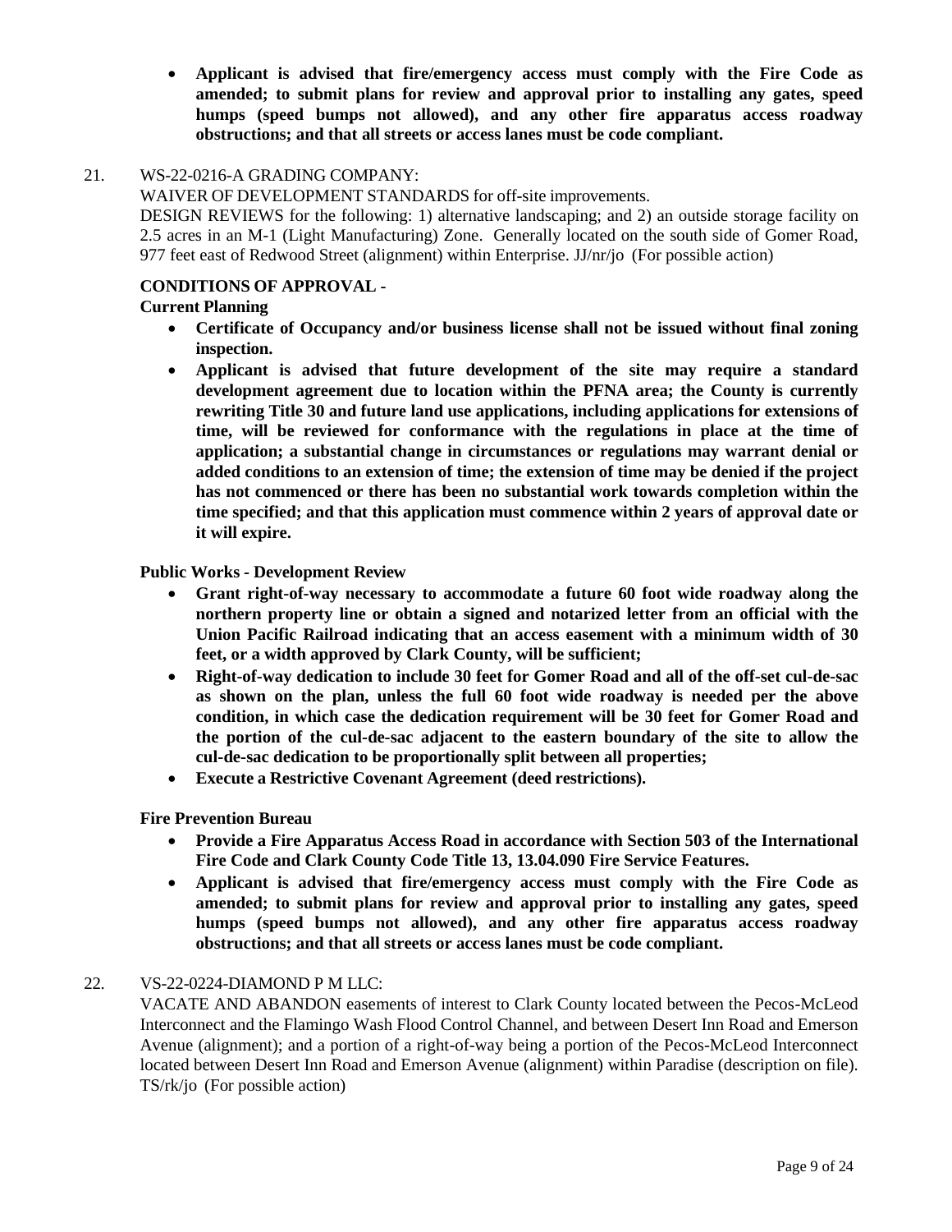- **Applicant is advised that fire/emergency access must comply with the Fire Code as amended; to submit plans for review and approval prior to installing any gates, speed humps (speed bumps not allowed), and any other fire apparatus access roadway obstructions; and that all streets or access lanes must be code compliant.**

21. WS-22-0216-A GRADING COMPANY:

WAIVER OF DEVELOPMENT STANDARDS for off-site improvements.
DESIGN REVIEWS for the following: 1) alternative landscaping; and 2) an outside storage facility on 2.5 acres in an M-1 (Light Manufacturing) Zone. Generally located on the south side of Gomer Road, 977 feet east of Redwood Street (alignment) within Enterprise. JJ/nr/jo (For possible action)

**CONDITIONS OF APPROVAL -**

**Current Planning**

- **Certificate of Occupancy and/or business license shall not be issued without final zoning inspection.**
- **Applicant is advised that future development of the site may require a standard development agreement due to location within the PFNA area; the County is currently rewriting Title 30 and future land use applications, including applications for extensions of time, will be reviewed for conformance with the regulations in place at the time of application; a substantial change in circumstances or regulations may warrant denial or added conditions to an extension of time; the extension of time may be denied if the project has not commenced or there has been no substantial work towards completion within the time specified; and that this application must commence within 2 years of approval date or it will expire.**

**Public Works - Development Review**

- **Grant right-of-way necessary to accommodate a future 60 foot wide roadway along the northern property line or obtain a signed and notarized letter from an official with the Union Pacific Railroad indicating that an access easement with a minimum width of 30 feet, or a width approved by Clark County, will be sufficient;**
- **Right-of-way dedication to include 30 feet for Gomer Road and all of the off-set cul-de-sac as shown on the plan, unless the full 60 foot wide roadway is needed per the above condition, in which case the dedication requirement will be 30 feet for Gomer Road and the portion of the cul-de-sac adjacent to the eastern boundary of the site to allow the cul-de-sac dedication to be proportionally split between all properties;**
- **Execute a Restrictive Covenant Agreement (deed restrictions).**

**Fire Prevention Bureau**

- **Provide a Fire Apparatus Access Road in accordance with Section 503 of the International Fire Code and Clark County Code Title 13, 13.04.090 Fire Service Features.**
- **Applicant is advised that fire/emergency access must comply with the Fire Code as amended; to submit plans for review and approval prior to installing any gates, speed humps (speed bumps not allowed), and any other fire apparatus access roadway obstructions; and that all streets or access lanes must be code compliant.**

22. VS-22-0224-DIAMOND P M LLC:

VACATE AND ABANDON easements of interest to Clark County located between the Pecos-McLeod Interconnect and the Flamingo Wash Flood Control Channel, and between Desert Inn Road and Emerson Avenue (alignment); and a portion of a right-of-way being a portion of the Pecos-McLeod Interconnect located between Desert Inn Road and Emerson Avenue (alignment) within Paradise (description on file). TS/rk/jo (For possible action)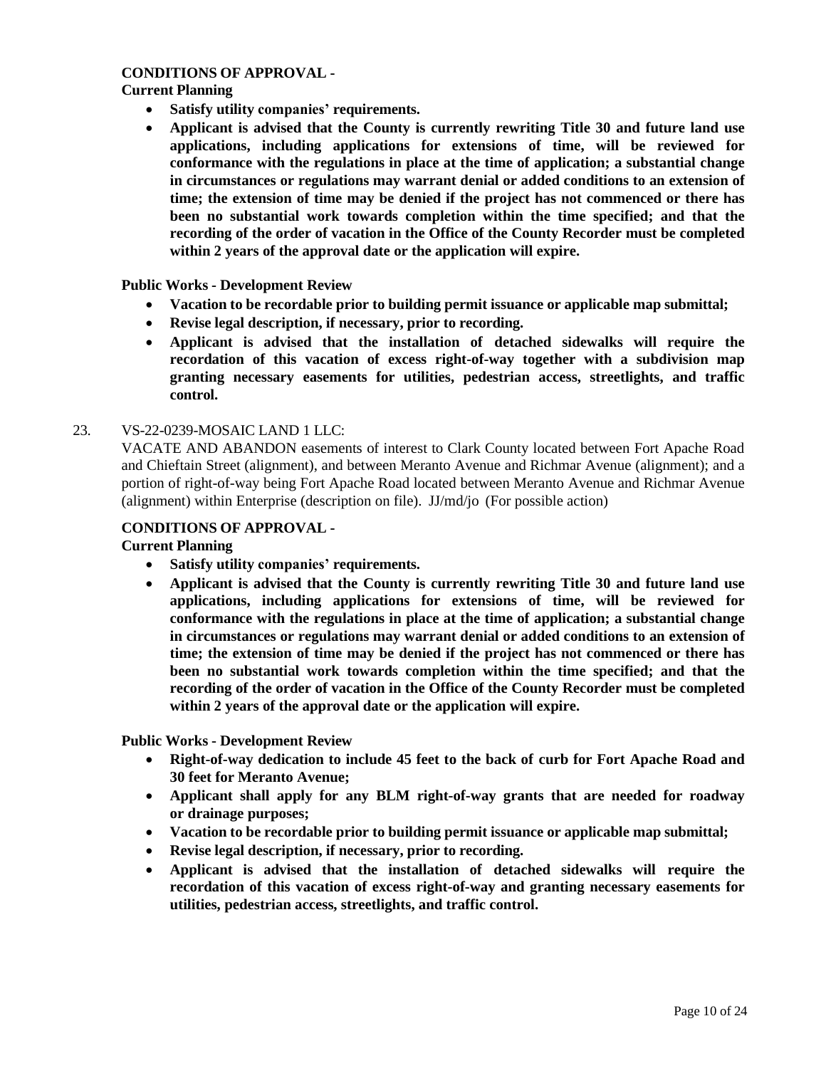**CONDITIONS OF APPROVAL -**

**Current Planning**

- **Satisfy utility companies' requirements.**
- **Applicant is advised that the County is currently rewriting Title 30 and future land use applications, including applications for extensions of time, will be reviewed for conformance with the regulations in place at the time of application; a substantial change in circumstances or regulations may warrant denial or added conditions to an extension of time; the extension of time may be denied if the project has not commenced or there has been no substantial work towards completion within the time specified; and that the recording of the order of vacation in the Office of the County Recorder must be completed within 2 years of the approval date or the application will expire.**

**Public Works - Development Review**

- **Vacation to be recordable prior to building permit issuance or applicable map submittal;**
- **Revise legal description, if necessary, prior to recording.**
- **Applicant is advised that the installation of detached sidewalks will require the recordation of this vacation of excess right-of-way together with a subdivision map granting necessary easements for utilities, pedestrian access, streetlights, and traffic control.**

23. VS-22-0239-MOSAIC LAND 1 LLC:
VACATE AND ABANDON easements of interest to Clark County located between Fort Apache Road and Chieftain Street (alignment), and between Meranto Avenue and Richmar Avenue (alignment); and a portion of right-of-way being Fort Apache Road located between Meranto Avenue and Richmar Avenue (alignment) within Enterprise (description on file). JJ/md/jo (For possible action)

**CONDITIONS OF APPROVAL -**

**Current Planning**

- **Satisfy utility companies' requirements.**
- **Applicant is advised that the County is currently rewriting Title 30 and future land use applications, including applications for extensions of time, will be reviewed for conformance with the regulations in place at the time of application; a substantial change in circumstances or regulations may warrant denial or added conditions to an extension of time; the extension of time may be denied if the project has not commenced or there has been no substantial work towards completion within the time specified; and that the recording of the order of vacation in the Office of the County Recorder must be completed within 2 years of the approval date or the application will expire.**

**Public Works - Development Review**

- **Right-of-way dedication to include 45 feet to the back of curb for Fort Apache Road and 30 feet for Meranto Avenue;**
- **Applicant shall apply for any BLM right-of-way grants that are needed for roadway or drainage purposes;**
- **Vacation to be recordable prior to building permit issuance or applicable map submittal;**
- **Revise legal description, if necessary, prior to recording.**
- **Applicant is advised that the installation of detached sidewalks will require the recordation of this vacation of excess right-of-way and granting necessary easements for utilities, pedestrian access, streetlights, and traffic control.**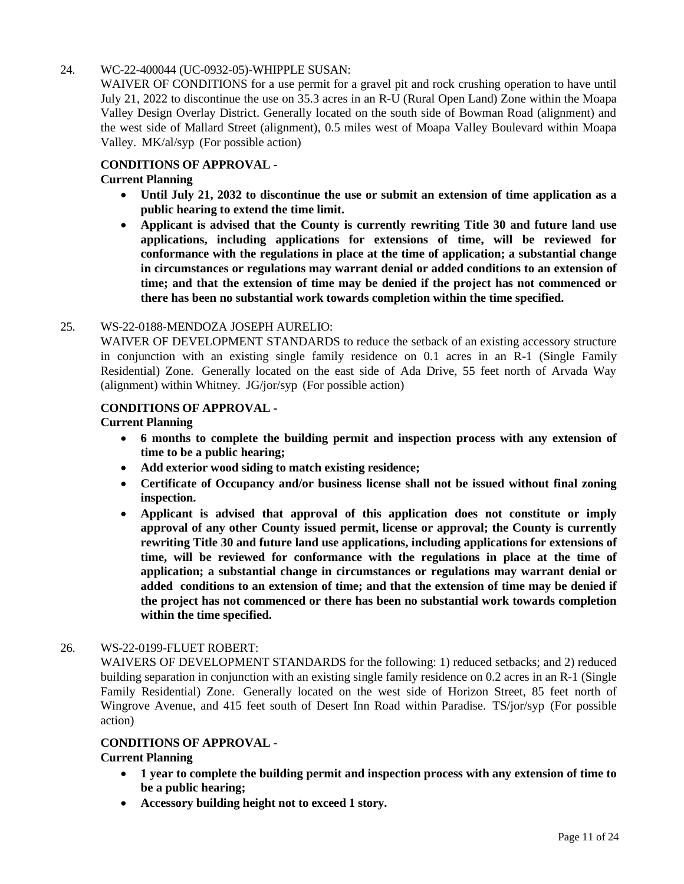24. WC-22-400044 (UC-0932-05)-WHIPPLE SUSAN:

WAIVER OF CONDITIONS for a use permit for a gravel pit and rock crushing operation to have until July 21, 2022 to discontinue the use on 35.3 acres in an R-U (Rural Open Land) Zone within the Moapa Valley Design Overlay District. Generally located on the south side of Bowman Road (alignment) and the west side of Mallard Street (alignment), 0.5 miles west of Moapa Valley Boulevard within Moapa Valley. MK/al/syp (For possible action)

**CONDITIONS OF APPROVAL -**

**Current Planning**

- **Until July 21, 2032 to discontinue the use or submit an extension of time application as a public hearing to extend the time limit.**
- **Applicant is advised that the County is currently rewriting Title 30 and future land use applications, including applications for extensions of time, will be reviewed for conformance with the regulations in place at the time of application; a substantial change in circumstances or regulations may warrant denial or added conditions to an extension of time; and that the extension of time may be denied if the project has not commenced or there has been no substantial work towards completion within the time specified.**

25. WS-22-0188-MENDOZA JOSEPH AURELIO:

WAIVER OF DEVELOPMENT STANDARDS to reduce the setback of an existing accessory structure in conjunction with an existing single family residence on 0.1 acres in an R-1 (Single Family Residential) Zone. Generally located on the east side of Ada Drive, 55 feet north of Arvada Way (alignment) within Whitney. JG/jor/syp (For possible action)

**CONDITIONS OF APPROVAL -**

**Current Planning**

- **6 months to complete the building permit and inspection process with any extension of time to be a public hearing;**
- **Add exterior wood siding to match existing residence;**
- **Certificate of Occupancy and/or business license shall not be issued without final zoning inspection.**
- **Applicant is advised that approval of this application does not constitute or imply approval of any other County issued permit, license or approval; the County is currently rewriting Title 30 and future land use applications, including applications for extensions of time, will be reviewed for conformance with the regulations in place at the time of application; a substantial change in circumstances or regulations may warrant denial or added conditions to an extension of time; and that the extension of time may be denied if the project has not commenced or there has been no substantial work towards completion within the time specified.**

26. WS-22-0199-FLUET ROBERT:

WAIVERS OF DEVELOPMENT STANDARDS for the following: 1) reduced setbacks; and 2) reduced building separation in conjunction with an existing single family residence on 0.2 acres in an R-1 (Single Family Residential) Zone. Generally located on the west side of Horizon Street, 85 feet north of Wingrove Avenue, and 415 feet south of Desert Inn Road within Paradise. TS/jor/syp (For possible action)

**CONDITIONS OF APPROVAL -**

**Current Planning**

- **1 year to complete the building permit and inspection process with any extension of time to be a public hearing;**
- **Accessory building height not to exceed 1 story.**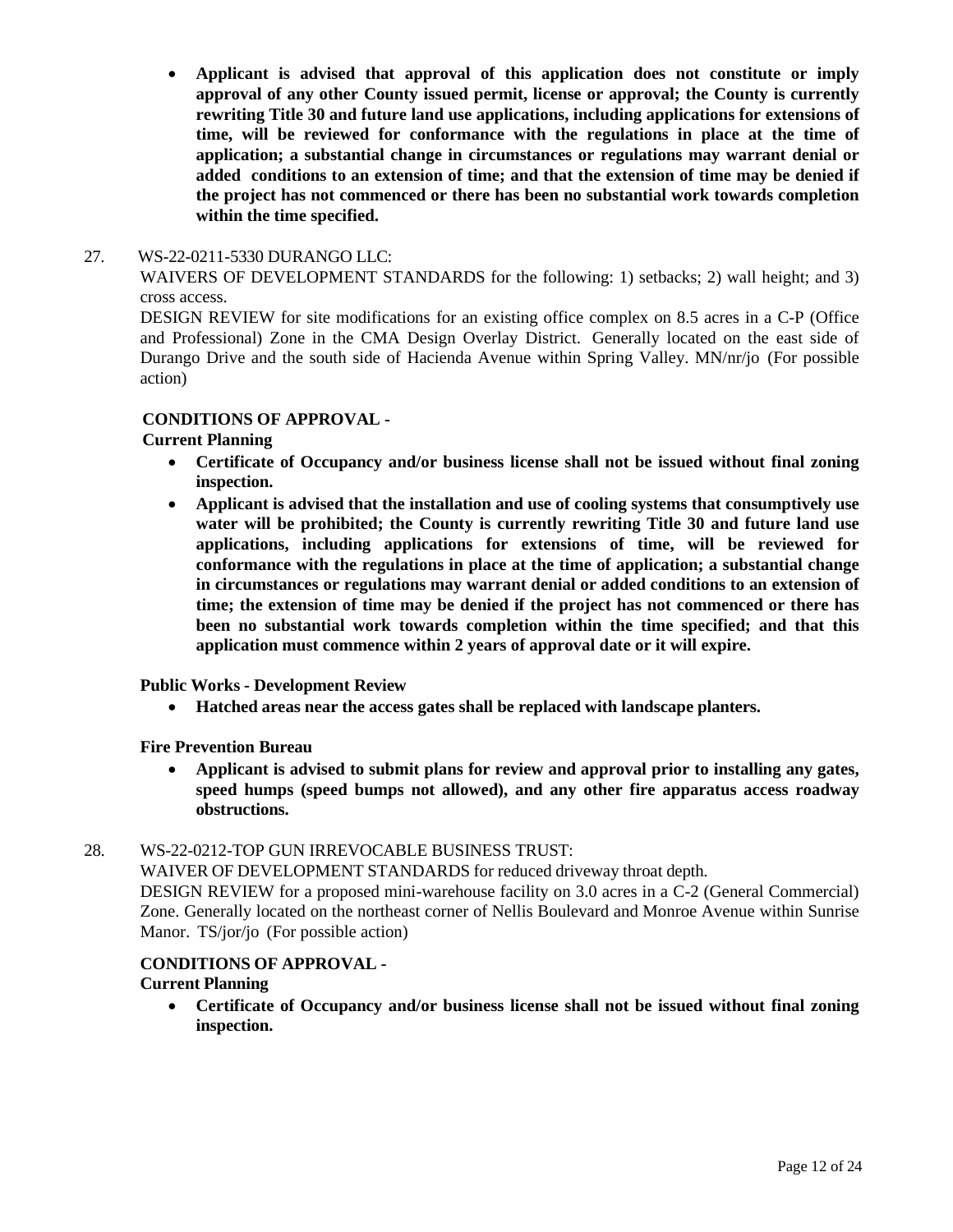- **Applicant is advised that approval of this application does not constitute or imply approval of any other County issued permit, license or approval; the County is currently rewriting Title 30 and future land use applications, including applications for extensions of time, will be reviewed for conformance with the regulations in place at the time of application; a substantial change in circumstances or regulations may warrant denial or added conditions to an extension of time; and that the extension of time may be denied if the project has not commenced or there has been no substantial work towards completion within the time specified.**

27. WS-22-0211-5330 DURANGO LLC:

WAIVERS OF DEVELOPMENT STANDARDS for the following: 1) setbacks; 2) wall height; and 3) cross access.

DESIGN REVIEW for site modifications for an existing office complex on 8.5 acres in a C-P (Office and Professional) Zone in the CMA Design Overlay District. Generally located on the east side of Durango Drive and the south side of Hacienda Avenue within Spring Valley. MN/nr/jo (For possible action)

**CONDITIONS OF APPROVAL -**

**Current Planning**

- **Certificate of Occupancy and/or business license shall not be issued without final zoning inspection.**
- **Applicant is advised that the installation and use of cooling systems that consumptively use water will be prohibited; the County is currently rewriting Title 30 and future land use applications, including applications for extensions of time, will be reviewed for conformance with the regulations in place at the time of application; a substantial change in circumstances or regulations may warrant denial or added conditions to an extension of time; the extension of time may be denied if the project has not commenced or there has been no substantial work towards completion within the time specified; and that this application must commence within 2 years of approval date or it will expire.**

**Public Works - Development Review**

- **Hatched areas near the access gates shall be replaced with landscape planters.**

**Fire Prevention Bureau**

- **Applicant is advised to submit plans for review and approval prior to installing any gates, speed humps (speed bumps not allowed), and any other fire apparatus access roadway obstructions.**

28. WS-22-0212-TOP GUN IRREVOCABLE BUSINESS TRUST:

WAIVER OF DEVELOPMENT STANDARDS for reduced driveway throat depth.

DESIGN REVIEW for a proposed mini-warehouse facility on 3.0 acres in a C-2 (General Commercial) Zone. Generally located on the northeast corner of Nellis Boulevard and Monroe Avenue within Sunrise Manor. TS/jor/jo (For possible action)

**CONDITIONS OF APPROVAL -**

**Current Planning**

- **Certificate of Occupancy and/or business license shall not be issued without final zoning inspection.**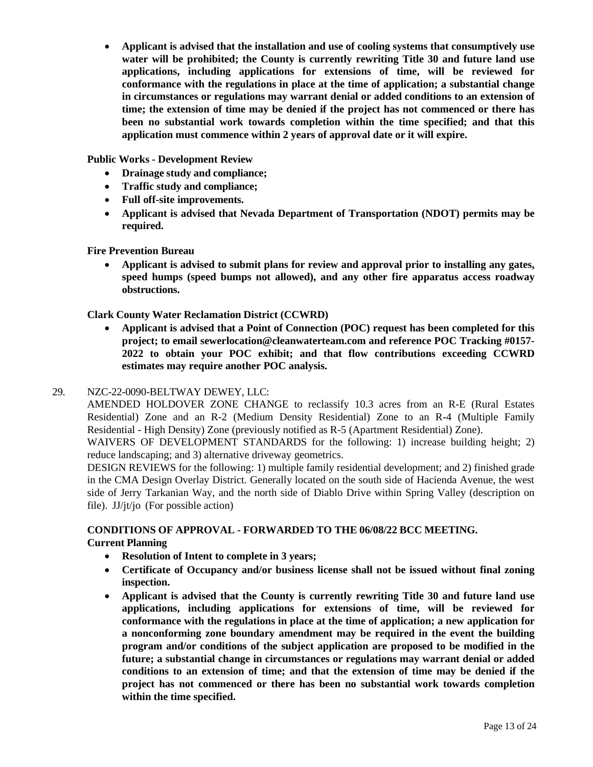- **Applicant is advised that the installation and use of cooling systems that consumptively use water will be prohibited; the County is currently rewriting Title 30 and future land use applications, including applications for extensions of time, will be reviewed for conformance with the regulations in place at the time of application; a substantial change in circumstances or regulations may warrant denial or added conditions to an extension of time; the extension of time may be denied if the project has not commenced or there has been no substantial work towards completion within the time specified; and that this application must commence within 2 years of approval date or it will expire.**

**Public Works - Development Review**

- **Drainage study and compliance;**
- **Traffic study and compliance;**
- **Full off-site improvements.**
- **Applicant is advised that Nevada Department of Transportation (NDOT) permits may be required.**

**Fire Prevention Bureau**

- **Applicant is advised to submit plans for review and approval prior to installing any gates, speed humps (speed bumps not allowed), and any other fire apparatus access roadway obstructions.**

**Clark County Water Reclamation District (CCWRD)**

- **Applicant is advised that a Point of Connection (POC) request has been completed for this project; to email sewerlocation@cleanwaterteam.com and reference POC Tracking #0157-2022 to obtain your POC exhibit; and that flow contributions exceeding CCWRD estimates may require another POC analysis.**

29. NZC-22-0090-BELTWAY DEWEY, LLC:

AMENDED HOLDOVER ZONE CHANGE to reclassify 10.3 acres from an R-E (Rural Estates Residential) Zone and an R-2 (Medium Density Residential) Zone to an R-4 (Multiple Family Residential - High Density) Zone (previously notified as R-5 (Apartment Residential) Zone).

WAIVERS OF DEVELOPMENT STANDARDS for the following: 1) increase building height; 2) reduce landscaping; and 3) alternative driveway geometrics.

DESIGN REVIEWS for the following: 1) multiple family residential development; and 2) finished grade in the CMA Design Overlay District. Generally located on the south side of Hacienda Avenue, the west side of Jerry Tarkanian Way, and the north side of Diablo Drive within Spring Valley (description on file). JJ/jt/jo (For possible action)

**CONDITIONS OF APPROVAL - FORWARDED TO THE 06/08/22 BCC MEETING.**

**Current Planning**

- **Resolution of Intent to complete in 3 years;**
- **Certificate of Occupancy and/or business license shall not be issued without final zoning inspection.**
- **Applicant is advised that the County is currently rewriting Title 30 and future land use applications, including applications for extensions of time, will be reviewed for conformance with the regulations in place at the time of application; a new application for a nonconforming zone boundary amendment may be required in the event the building program and/or conditions of the subject application are proposed to be modified in the future; a substantial change in circumstances or regulations may warrant denial or added conditions to an extension of time; and that the extension of time may be denied if the project has not commenced or there has been no substantial work towards completion within the time specified.**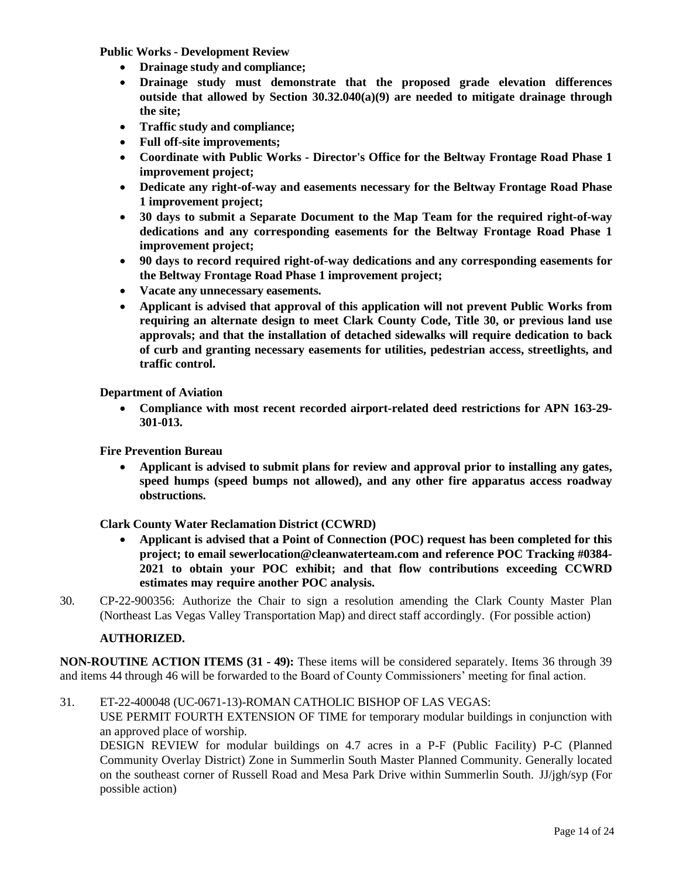**Public Works - Development Review**

- **Drainage study and compliance;**
- **Drainage study must demonstrate that the proposed grade elevation differences outside that allowed by Section 30.32.040(a)(9) are needed to mitigate drainage through the site;**
- **Traffic study and compliance;**
- **Full off-site improvements;**
- **Coordinate with Public Works - Director's Office for the Beltway Frontage Road Phase 1 improvement project;**
- **Dedicate any right-of-way and easements necessary for the Beltway Frontage Road Phase 1 improvement project;**
- **30 days to submit a Separate Document to the Map Team for the required right-of-way dedications and any corresponding easements for the Beltway Frontage Road Phase 1 improvement project;**
- **90 days to record required right-of-way dedications and any corresponding easements for the Beltway Frontage Road Phase 1 improvement project;**
- **Vacate any unnecessary easements.**
- **Applicant is advised that approval of this application will not prevent Public Works from requiring an alternate design to meet Clark County Code, Title 30, or previous land use approvals; and that the installation of detached sidewalks will require dedication to back of curb and granting necessary easements for utilities, pedestrian access, streetlights, and traffic control.**

**Department of Aviation**

- **Compliance with most recent recorded airport-related deed restrictions for APN 163-29-301-013.**

**Fire Prevention Bureau**

- **Applicant is advised to submit plans for review and approval prior to installing any gates, speed humps (speed bumps not allowed), and any other fire apparatus access roadway obstructions.**

**Clark County Water Reclamation District (CCWRD)**

- **Applicant is advised that a Point of Connection (POC) request has been completed for this project; to email sewerlocation@cleanwaterteam.com and reference POC Tracking #0384-2021 to obtain your POC exhibit; and that flow contributions exceeding CCWRD estimates may require another POC analysis.**

30. CP-22-900356: Authorize the Chair to sign a resolution amending the Clark County Master Plan (Northeast Las Vegas Valley Transportation Map) and direct staff accordingly. (For possible action)

    **AUTHORIZED.**

**NON-ROUTINE ACTION ITEMS (31 - 49):** These items will be considered separately. Items 36 through 39 and items 44 through 46 will be forwarded to the Board of County Commissioners' meeting for final action.

31. ET-22-400048 (UC-0671-13)-ROMAN CATHOLIC BISHOP OF LAS VEGAS:
    USE PERMIT FOURTH EXTENSION OF TIME for temporary modular buildings in conjunction with an approved place of worship.
    DESIGN REVIEW for modular buildings on 4.7 acres in a P-F (Public Facility) P-C (Planned Community Overlay District) Zone in Summerlin South Master Planned Community. Generally located on the southeast corner of Russell Road and Mesa Park Drive within Summerlin South. JJ/jgh/syp (For possible action)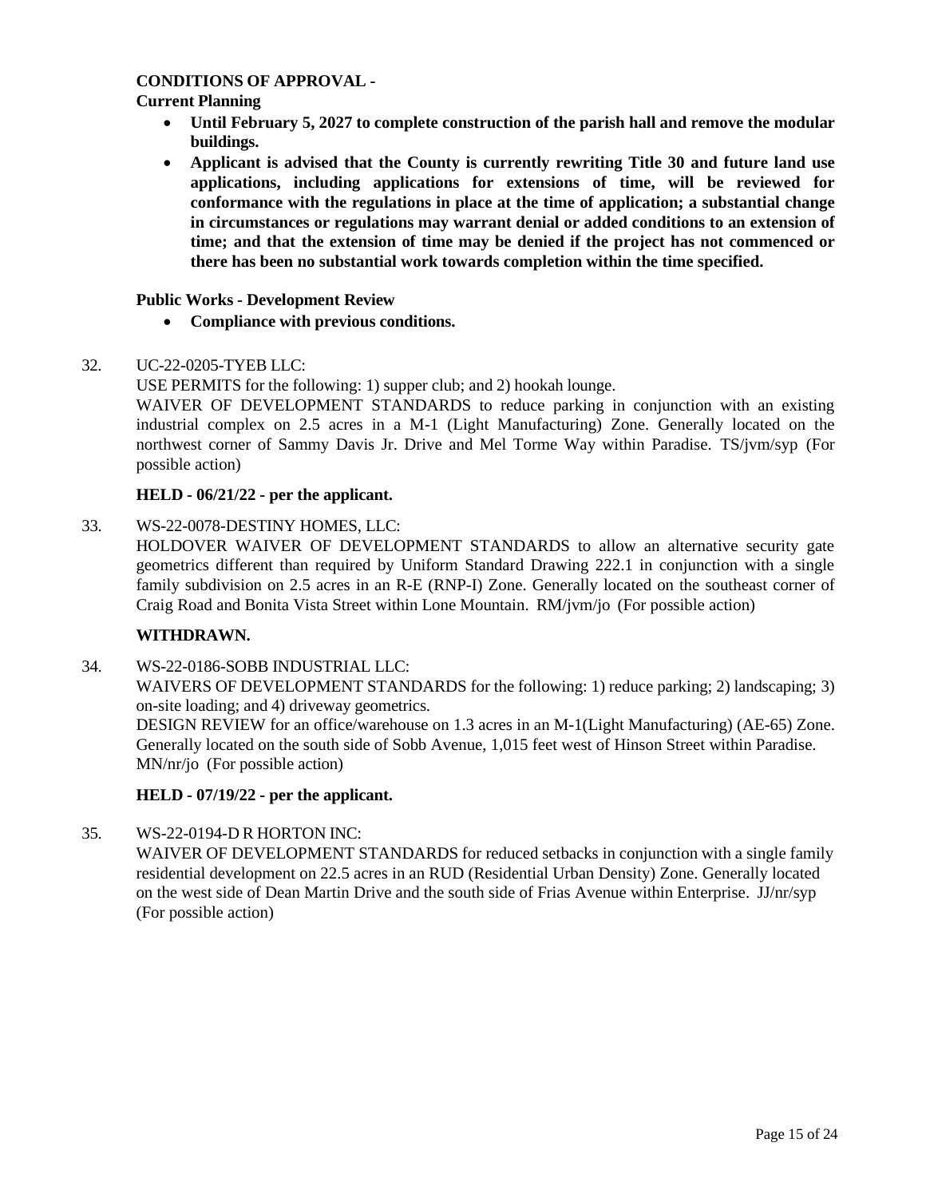**CONDITIONS OF APPROVAL -**

**Current Planning**

- **Until February 5, 2027 to complete construction of the parish hall and remove the modular buildings.**
- **Applicant is advised that the County is currently rewriting Title 30 and future land use applications, including applications for extensions of time, will be reviewed for conformance with the regulations in place at the time of application; a substantial change in circumstances or regulations may warrant denial or added conditions to an extension of time; and that the extension of time may be denied if the project has not commenced or there has been no substantial work towards completion within the time specified.**

**Public Works - Development Review**

- **Compliance with previous conditions.**

32. UC-22-0205-TYEB LLC:

USE PERMITS for the following: 1) supper club; and 2) hookah lounge.

WAIVER OF DEVELOPMENT STANDARDS to reduce parking in conjunction with an existing industrial complex on 2.5 acres in a M-1 (Light Manufacturing) Zone. Generally located on the northwest corner of Sammy Davis Jr. Drive and Mel Torme Way within Paradise. TS/jvm/syp (For possible action)

**HELD - 06/21/22 - per the applicant.**

33. WS-22-0078-DESTINY HOMES, LLC:

HOLDOVER WAIVER OF DEVELOPMENT STANDARDS to allow an alternative security gate geometrics different than required by Uniform Standard Drawing 222.1 in conjunction with a single family subdivision on 2.5 acres in an R-E (RNP-I) Zone. Generally located on the southeast corner of Craig Road and Bonita Vista Street within Lone Mountain. RM/jvm/jo (For possible action)

**WITHDRAWN.**

34. WS-22-0186-SOBB INDUSTRIAL LLC:

WAIVERS OF DEVELOPMENT STANDARDS for the following: 1) reduce parking; 2) landscaping; 3) on-site loading; and 4) driveway geometrics.

DESIGN REVIEW for an office/warehouse on 1.3 acres in an M-1(Light Manufacturing) (AE-65) Zone. Generally located on the south side of Sobb Avenue, 1,015 feet west of Hinson Street within Paradise. MN/nr/jo (For possible action)

**HELD - 07/19/22 - per the applicant.**

35. WS-22-0194-D R HORTON INC:

WAIVER OF DEVELOPMENT STANDARDS for reduced setbacks in conjunction with a single family residential development on 22.5 acres in an RUD (Residential Urban Density) Zone. Generally located on the west side of Dean Martin Drive and the south side of Frias Avenue within Enterprise. JJ/nr/syp (For possible action)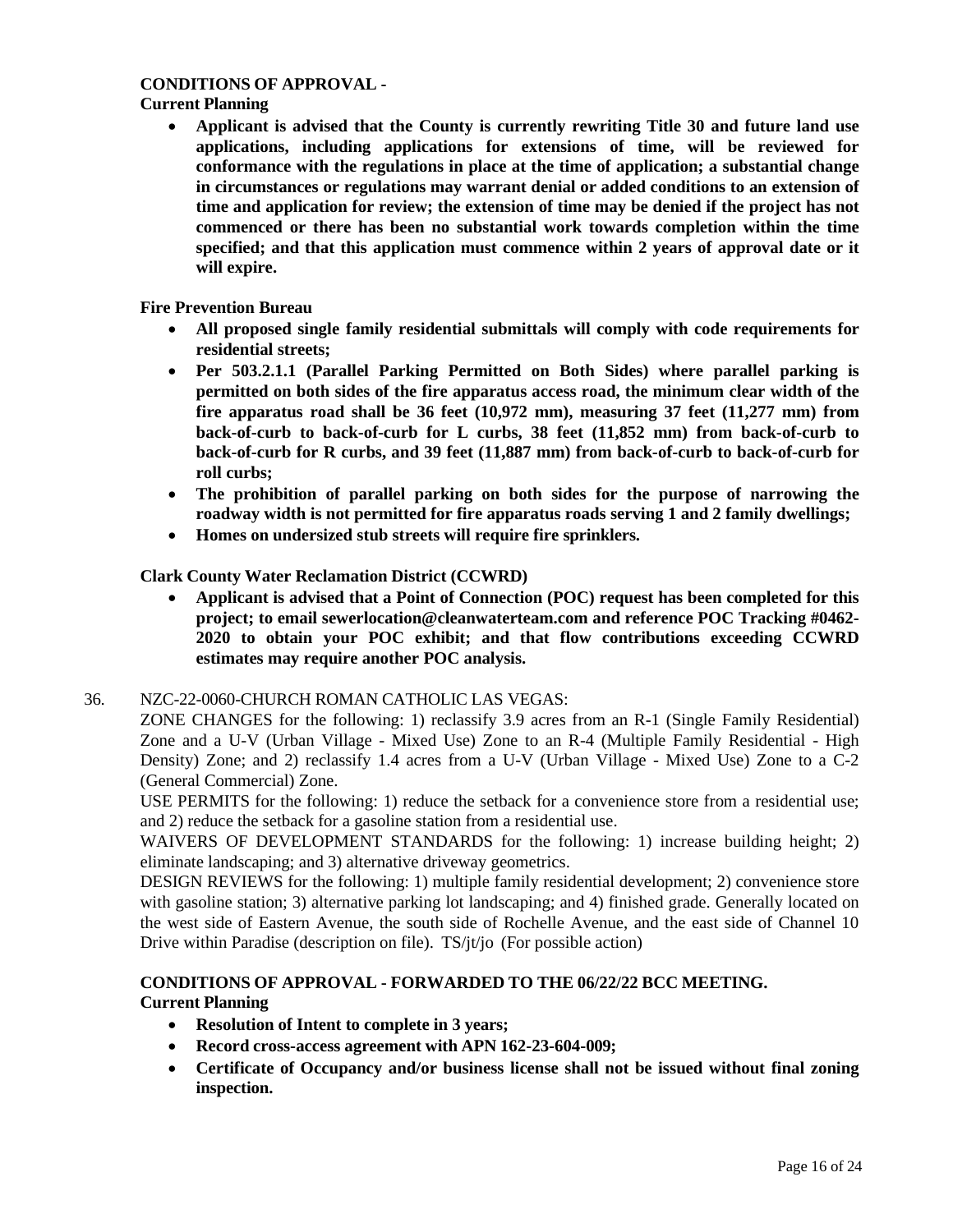**CONDITIONS OF APPROVAL -**

**Current Planning**

- **Applicant is advised that the County is currently rewriting Title 30 and future land use applications, including applications for extensions of time, will be reviewed for conformance with the regulations in place at the time of application; a substantial change in circumstances or regulations may warrant denial or added conditions to an extension of time and application for review; the extension of time may be denied if the project has not commenced or there has been no substantial work towards completion within the time specified; and that this application must commence within 2 years of approval date or it will expire.**

**Fire Prevention Bureau**

- **All proposed single family residential submittals will comply with code requirements for residential streets;**
- **Per 503.2.1.1 (Parallel Parking Permitted on Both Sides) where parallel parking is permitted on both sides of the fire apparatus access road, the minimum clear width of the fire apparatus road shall be 36 feet (10,972 mm), measuring 37 feet (11,277 mm) from back-of-curb to back-of-curb for L curbs, 38 feet (11,852 mm) from back-of-curb to back-of-curb for R curbs, and 39 feet (11,887 mm) from back-of-curb to back-of-curb for roll curbs;**
- **The prohibition of parallel parking on both sides for the purpose of narrowing the roadway width is not permitted for fire apparatus roads serving 1 and 2 family dwellings;**
- **Homes on undersized stub streets will require fire sprinklers.**

**Clark County Water Reclamation District (CCWRD)**

- **Applicant is advised that a Point of Connection (POC) request has been completed for this project; to email sewerlocation@cleanwaterteam.com and reference POC Tracking #0462-2020 to obtain your POC exhibit; and that flow contributions exceeding CCWRD estimates may require another POC analysis.**

36. NZC-22-0060-CHURCH ROMAN CATHOLIC LAS VEGAS:

ZONE CHANGES for the following: 1) reclassify 3.9 acres from an R-1 (Single Family Residential) Zone and a U-V (Urban Village - Mixed Use) Zone to an R-4 (Multiple Family Residential - High Density) Zone; and 2) reclassify 1.4 acres from a U-V (Urban Village - Mixed Use) Zone to a C-2 (General Commercial) Zone.

USE PERMITS for the following: 1) reduce the setback for a convenience store from a residential use; and 2) reduce the setback for a gasoline station from a residential use.

WAIVERS OF DEVELOPMENT STANDARDS for the following: 1) increase building height; 2) eliminate landscaping; and 3) alternative driveway geometrics.

DESIGN REVIEWS for the following: 1) multiple family residential development; 2) convenience store with gasoline station; 3) alternative parking lot landscaping; and 4) finished grade. Generally located on the west side of Eastern Avenue, the south side of Rochelle Avenue, and the east side of Channel 10 Drive within Paradise (description on file). TS/jt/jo (For possible action)

**CONDITIONS OF APPROVAL - FORWARDED TO THE 06/22/22 BCC MEETING.**

**Current Planning**

- **Resolution of Intent to complete in 3 years;**
- **Record cross-access agreement with APN 162-23-604-009;**
- **Certificate of Occupancy and/or business license shall not be issued without final zoning inspection.**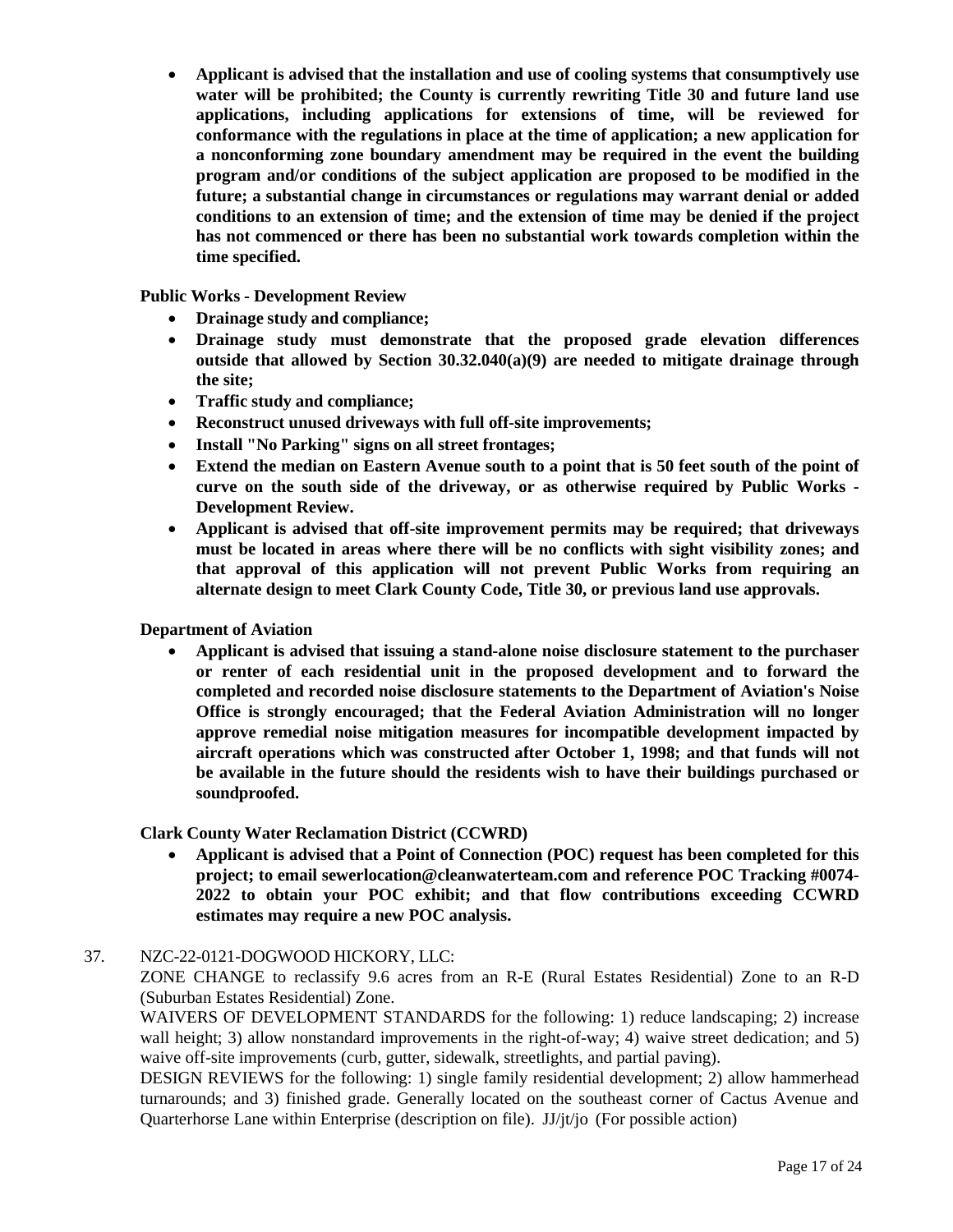- **Applicant is advised that the installation and use of cooling systems that consumptively use water will be prohibited; the County is currently rewriting Title 30 and future land use applications, including applications for extensions of time, will be reviewed for conformance with the regulations in place at the time of application; a new application for a nonconforming zone boundary amendment may be required in the event the building program and/or conditions of the subject application are proposed to be modified in the future; a substantial change in circumstances or regulations may warrant denial or added conditions to an extension of time; and the extension of time may be denied if the project has not commenced or there has been no substantial work towards completion within the time specified.**

**Public Works - Development Review**

- **Drainage study and compliance;**
- **Drainage study must demonstrate that the proposed grade elevation differences outside that allowed by Section 30.32.040(a)(9) are needed to mitigate drainage through the site;**
- **Traffic study and compliance;**
- **Reconstruct unused driveways with full off-site improvements;**
- **Install "No Parking" signs on all street frontages;**
- **Extend the median on Eastern Avenue south to a point that is 50 feet south of the point of curve on the south side of the driveway, or as otherwise required by Public Works - Development Review.**
- **Applicant is advised that off-site improvement permits may be required; that driveways must be located in areas where there will be no conflicts with sight visibility zones; and that approval of this application will not prevent Public Works from requiring an alternate design to meet Clark County Code, Title 30, or previous land use approvals.**

**Department of Aviation**

- **Applicant is advised that issuing a stand-alone noise disclosure statement to the purchaser or renter of each residential unit in the proposed development and to forward the completed and recorded noise disclosure statements to the Department of Aviation's Noise Office is strongly encouraged; that the Federal Aviation Administration will no longer approve remedial noise mitigation measures for incompatible development impacted by aircraft operations which was constructed after October 1, 1998; and that funds will not be available in the future should the residents wish to have their buildings purchased or soundproofed.**

**Clark County Water Reclamation District (CCWRD)**

- **Applicant is advised that a Point of Connection (POC) request has been completed for this project; to email sewerlocation@cleanwaterteam.com and reference POC Tracking #0074-2022 to obtain your POC exhibit; and that flow contributions exceeding CCWRD estimates may require a new POC analysis.**

37. NZC-22-0121-DOGWOOD HICKORY, LLC:

ZONE CHANGE to reclassify 9.6 acres from an R-E (Rural Estates Residential) Zone to an R-D (Suburban Estates Residential) Zone.

WAIVERS OF DEVELOPMENT STANDARDS for the following: 1) reduce landscaping; 2) increase wall height; 3) allow nonstandard improvements in the right-of-way; 4) waive street dedication; and 5) waive off-site improvements (curb, gutter, sidewalk, streetlights, and partial paving).

DESIGN REVIEWS for the following: 1) single family residential development; 2) allow hammerhead turnarounds; and 3) finished grade. Generally located on the southeast corner of Cactus Avenue and Quarterhorse Lane within Enterprise (description on file). JJ/jt/jo (For possible action)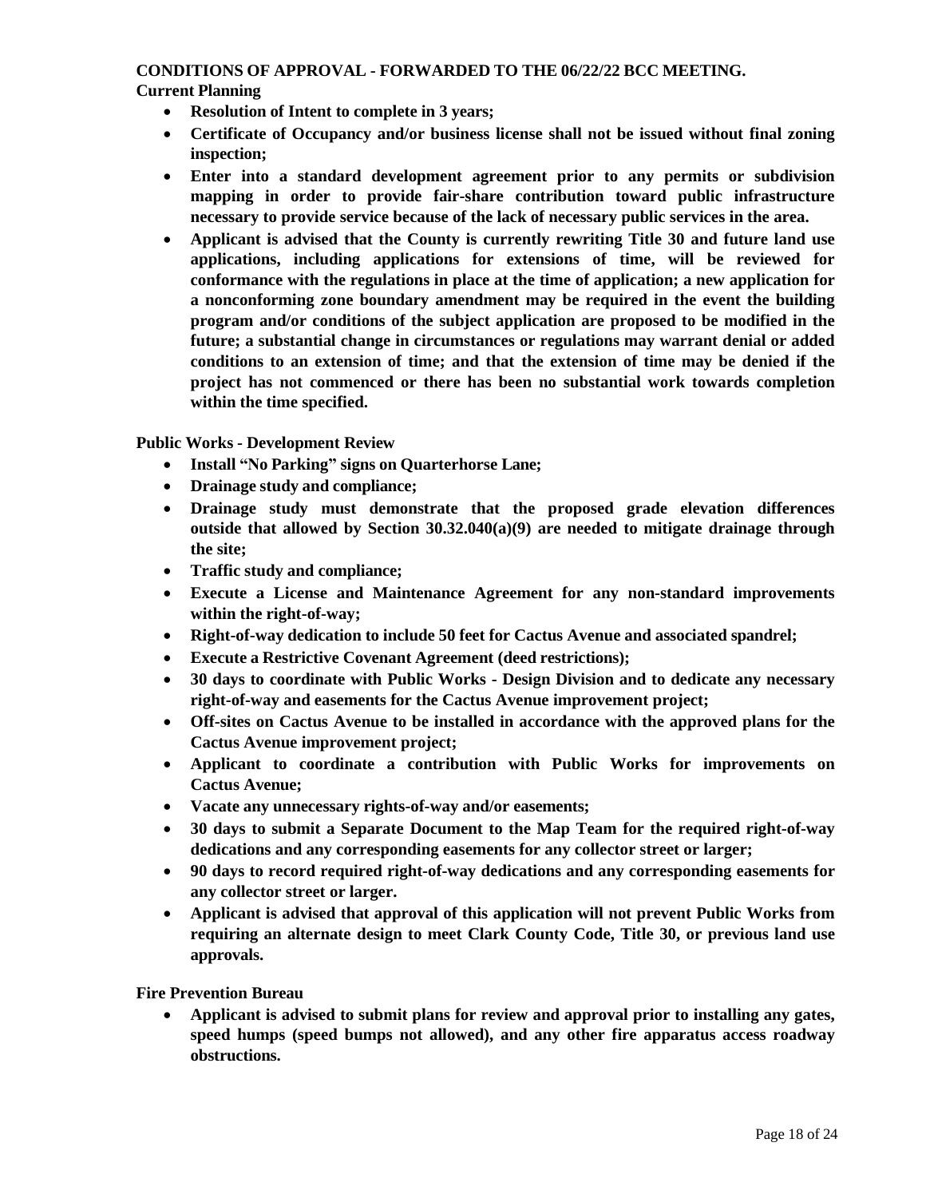**CONDITIONS OF APPROVAL - FORWARDED TO THE 06/22/22 BCC MEETING.**

**Current Planning**

- **Resolution of Intent to complete in 3 years;**
- **Certificate of Occupancy and/or business license shall not be issued without final zoning inspection;**
- **Enter into a standard development agreement prior to any permits or subdivision mapping in order to provide fair-share contribution toward public infrastructure necessary to provide service because of the lack of necessary public services in the area.**
- **Applicant is advised that the County is currently rewriting Title 30 and future land use applications, including applications for extensions of time, will be reviewed for conformance with the regulations in place at the time of application; a new application for a nonconforming zone boundary amendment may be required in the event the building program and/or conditions of the subject application are proposed to be modified in the future; a substantial change in circumstances or regulations may warrant denial or added conditions to an extension of time; and that the extension of time may be denied if the project has not commenced or there has been no substantial work towards completion within the time specified.**

**Public Works - Development Review**

- **Install "No Parking" signs on Quarterhorse Lane;**
- **Drainage study and compliance;**
- **Drainage study must demonstrate that the proposed grade elevation differences outside that allowed by Section 30.32.040(a)(9) are needed to mitigate drainage through the site;**
- **Traffic study and compliance;**
- **Execute a License and Maintenance Agreement for any non-standard improvements within the right-of-way;**
- **Right-of-way dedication to include 50 feet for Cactus Avenue and associated spandrel;**
- **Execute a Restrictive Covenant Agreement (deed restrictions);**
- **30 days to coordinate with Public Works - Design Division and to dedicate any necessary right-of-way and easements for the Cactus Avenue improvement project;**
- **Off-sites on Cactus Avenue to be installed in accordance with the approved plans for the Cactus Avenue improvement project;**
- **Applicant to coordinate a contribution with Public Works for improvements on Cactus Avenue;**
- **Vacate any unnecessary rights-of-way and/or easements;**
- **30 days to submit a Separate Document to the Map Team for the required right-of-way dedications and any corresponding easements for any collector street or larger;**
- **90 days to record required right-of-way dedications and any corresponding easements for any collector street or larger.**
- **Applicant is advised that approval of this application will not prevent Public Works from requiring an alternate design to meet Clark County Code, Title 30, or previous land use approvals.**

**Fire Prevention Bureau**

- **Applicant is advised to submit plans for review and approval prior to installing any gates, speed humps (speed bumps not allowed), and any other fire apparatus access roadway obstructions.**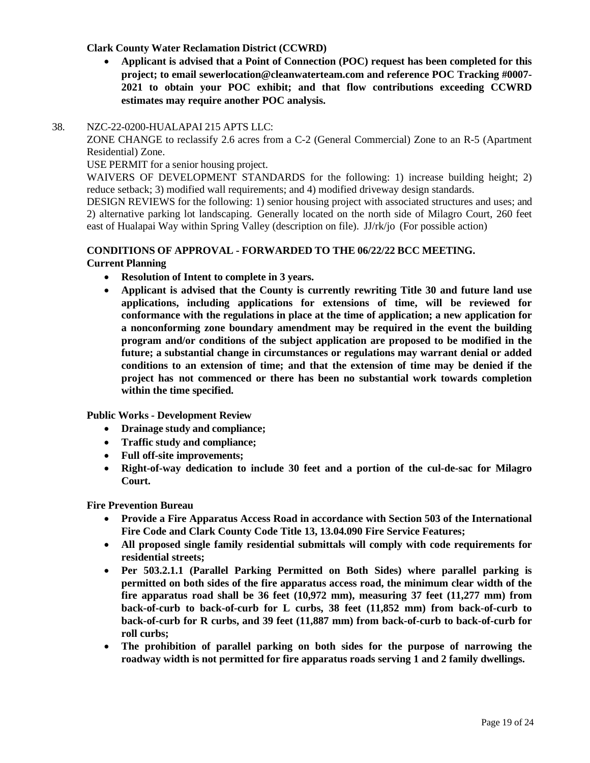**Clark County Water Reclamation District (CCWRD)**

- **Applicant is advised that a Point of Connection (POC) request has been completed for this project; to email sewerlocation@cleanwaterteam.com and reference POC Tracking #0007-2021 to obtain your POC exhibit; and that flow contributions exceeding CCWRD estimates may require another POC analysis.**

38. NZC-22-0200-HUALAPAI 215 APTS LLC:

ZONE CHANGE to reclassify 2.6 acres from a C-2 (General Commercial) Zone to an R-5 (Apartment Residential) Zone.

USE PERMIT for a senior housing project.

WAIVERS OF DEVELOPMENT STANDARDS for the following: 1) increase building height; 2) reduce setback; 3) modified wall requirements; and 4) modified driveway design standards.

DESIGN REVIEWS for the following: 1) senior housing project with associated structures and uses; and 2) alternative parking lot landscaping. Generally located on the north side of Milagro Court, 260 feet east of Hualapai Way within Spring Valley (description on file). JJ/rk/jo (For possible action)

**CONDITIONS OF APPROVAL - FORWARDED TO THE 06/22/22 BCC MEETING.**

**Current Planning**

- **Resolution of Intent to complete in 3 years.**
- **Applicant is advised that the County is currently rewriting Title 30 and future land use applications, including applications for extensions of time, will be reviewed for conformance with the regulations in place at the time of application; a new application for a nonconforming zone boundary amendment may be required in the event the building program and/or conditions of the subject application are proposed to be modified in the future; a substantial change in circumstances or regulations may warrant denial or added conditions to an extension of time; and that the extension of time may be denied if the project has not commenced or there has been no substantial work towards completion within the time specified.**

**Public Works - Development Review**

- **Drainage study and compliance;**
- **Traffic study and compliance;**
- **Full off-site improvements;**
- **Right-of-way dedication to include 30 feet and a portion of the cul-de-sac for Milagro Court.**

**Fire Prevention Bureau**

- **Provide a Fire Apparatus Access Road in accordance with Section 503 of the International Fire Code and Clark County Code Title 13, 13.04.090 Fire Service Features;**
- **All proposed single family residential submittals will comply with code requirements for residential streets;**
- **Per 503.2.1.1 (Parallel Parking Permitted on Both Sides) where parallel parking is permitted on both sides of the fire apparatus access road, the minimum clear width of the fire apparatus road shall be 36 feet (10,972 mm), measuring 37 feet (11,277 mm) from back-of-curb to back-of-curb for L curbs, 38 feet (11,852 mm) from back-of-curb to back-of-curb for R curbs, and 39 feet (11,887 mm) from back-of-curb to back-of-curb for roll curbs;**
- **The prohibition of parallel parking on both sides for the purpose of narrowing the roadway width is not permitted for fire apparatus roads serving 1 and 2 family dwellings.**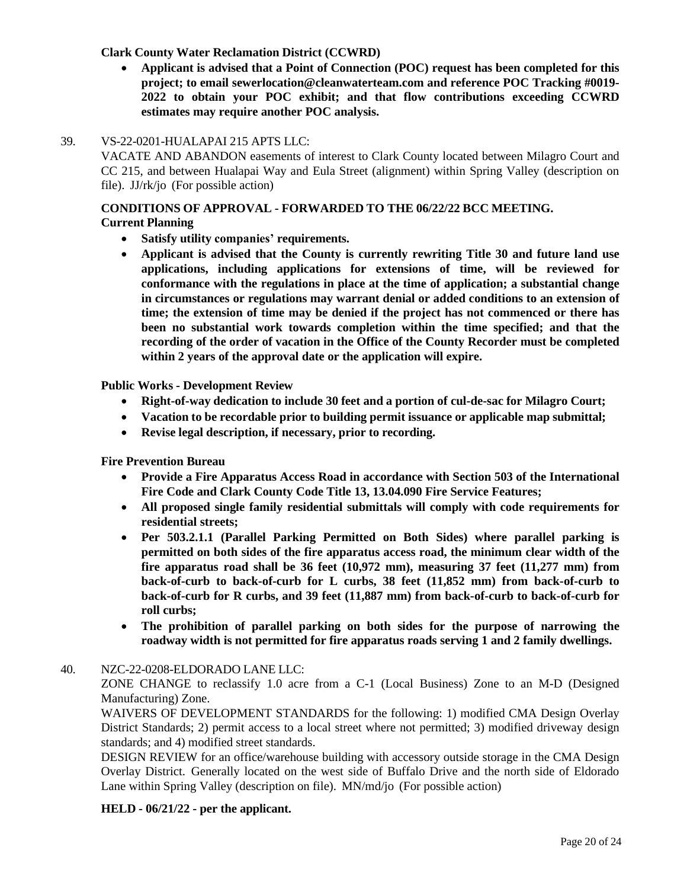**Clark County Water Reclamation District (CCWRD)**

- **Applicant is advised that a Point of Connection (POC) request has been completed for this project; to email sewerlocation@cleanwaterteam.com and reference POC Tracking #0019-2022 to obtain your POC exhibit; and that flow contributions exceeding CCWRD estimates may require another POC analysis.**

39. VS-22-0201-HUALAPAI 215 APTS LLC:

VACATE AND ABANDON easements of interest to Clark County located between Milagro Court and CC 215, and between Hualapai Way and Eula Street (alignment) within Spring Valley (description on file). JJ/rk/jo (For possible action)

**CONDITIONS OF APPROVAL - FORWARDED TO THE 06/22/22 BCC MEETING.**

**Current Planning**

- **Satisfy utility companies' requirements.**
- **Applicant is advised that the County is currently rewriting Title 30 and future land use applications, including applications for extensions of time, will be reviewed for conformance with the regulations in place at the time of application; a substantial change in circumstances or regulations may warrant denial or added conditions to an extension of time; the extension of time may be denied if the project has not commenced or there has been no substantial work towards completion within the time specified; and that the recording of the order of vacation in the Office of the County Recorder must be completed within 2 years of the approval date or the application will expire.**

**Public Works - Development Review**

- **Right-of-way dedication to include 30 feet and a portion of cul-de-sac for Milagro Court;**
- **Vacation to be recordable prior to building permit issuance or applicable map submittal;**
- **Revise legal description, if necessary, prior to recording.**

**Fire Prevention Bureau**

- **Provide a Fire Apparatus Access Road in accordance with Section 503 of the International Fire Code and Clark County Code Title 13, 13.04.090 Fire Service Features;**
- **All proposed single family residential submittals will comply with code requirements for residential streets;**
- **Per 503.2.1.1 (Parallel Parking Permitted on Both Sides) where parallel parking is permitted on both sides of the fire apparatus access road, the minimum clear width of the fire apparatus road shall be 36 feet (10,972 mm), measuring 37 feet (11,277 mm) from back-of-curb to back-of-curb for L curbs, 38 feet (11,852 mm) from back-of-curb to back-of-curb for R curbs, and 39 feet (11,887 mm) from back-of-curb to back-of-curb for roll curbs;**
- **The prohibition of parallel parking on both sides for the purpose of narrowing the roadway width is not permitted for fire apparatus roads serving 1 and 2 family dwellings.**

40. NZC-22-0208-ELDORADO LANE LLC:

ZONE CHANGE to reclassify 1.0 acre from a C-1 (Local Business) Zone to an M-D (Designed Manufacturing) Zone.

WAIVERS OF DEVELOPMENT STANDARDS for the following: 1) modified CMA Design Overlay District Standards; 2) permit access to a local street where not permitted; 3) modified driveway design standards; and 4) modified street standards.

DESIGN REVIEW for an office/warehouse building with accessory outside storage in the CMA Design Overlay District. Generally located on the west side of Buffalo Drive and the north side of Eldorado Lane within Spring Valley (description on file). MN/md/jo (For possible action)

**HELD - 06/21/22 - per the applicant.**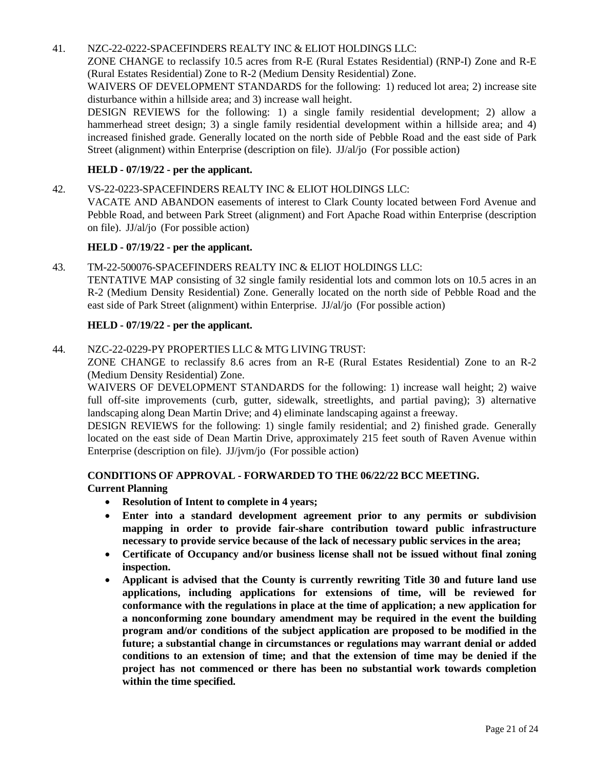41. NZC-22-0222-SPACEFINDERS REALTY INC & ELIOT HOLDINGS LLC:
ZONE CHANGE to reclassify 10.5 acres from R-E (Rural Estates Residential) (RNP-I) Zone and R-E (Rural Estates Residential) Zone to R-2 (Medium Density Residential) Zone.
WAIVERS OF DEVELOPMENT STANDARDS for the following: 1) reduced lot area; 2) increase site disturbance within a hillside area; and 3) increase wall height.
DESIGN REVIEWS for the following: 1) a single family residential development; 2) allow a hammerhead street design; 3) a single family residential development within a hillside area; and 4) increased finished grade. Generally located on the north side of Pebble Road and the east side of Park Street (alignment) within Enterprise (description on file). JJ/al/jo (For possible action)

**HELD - 07/19/22 - per the applicant.**

42. VS-22-0223-SPACEFINDERS REALTY INC & ELIOT HOLDINGS LLC:
VACATE AND ABANDON easements of interest to Clark County located between Ford Avenue and Pebble Road, and between Park Street (alignment) and Fort Apache Road within Enterprise (description on file). JJ/al/jo (For possible action)

**HELD - 07/19/22 - per the applicant.**

43. TM-22-500076-SPACEFINDERS REALTY INC & ELIOT HOLDINGS LLC:
TENTATIVE MAP consisting of 32 single family residential lots and common lots on 10.5 acres in an R-2 (Medium Density Residential) Zone. Generally located on the north side of Pebble Road and the east side of Park Street (alignment) within Enterprise. JJ/al/jo (For possible action)

**HELD - 07/19/22 - per the applicant.**

44. NZC-22-0229-PY PROPERTIES LLC & MTG LIVING TRUST:
ZONE CHANGE to reclassify 8.6 acres from an R-E (Rural Estates Residential) Zone to an R-2 (Medium Density Residential) Zone.
WAIVERS OF DEVELOPMENT STANDARDS for the following: 1) increase wall height; 2) waive full off-site improvements (curb, gutter, sidewalk, streetlights, and partial paving); 3) alternative landscaping along Dean Martin Drive; and 4) eliminate landscaping against a freeway.
DESIGN REVIEWS for the following: 1) single family residential; and 2) finished grade. Generally located on the east side of Dean Martin Drive, approximately 215 feet south of Raven Avenue within Enterprise (description on file). JJ/jvm/jo (For possible action)

**CONDITIONS OF APPROVAL - FORWARDED TO THE 06/22/22 BCC MEETING.**
**Current Planning**

- **Resolution of Intent to complete in 4 years;**
- **Enter into a standard development agreement prior to any permits or subdivision mapping in order to provide fair-share contribution toward public infrastructure necessary to provide service because of the lack of necessary public services in the area;**
- **Certificate of Occupancy and/or business license shall not be issued without final zoning inspection.**
- **Applicant is advised that the County is currently rewriting Title 30 and future land use applications, including applications for extensions of time, will be reviewed for conformance with the regulations in place at the time of application; a new application for a nonconforming zone boundary amendment may be required in the event the building program and/or conditions of the subject application are proposed to be modified in the future; a substantial change in circumstances or regulations may warrant denial or added conditions to an extension of time; and that the extension of time may be denied if the project has not commenced or there has been no substantial work towards completion within the time specified.**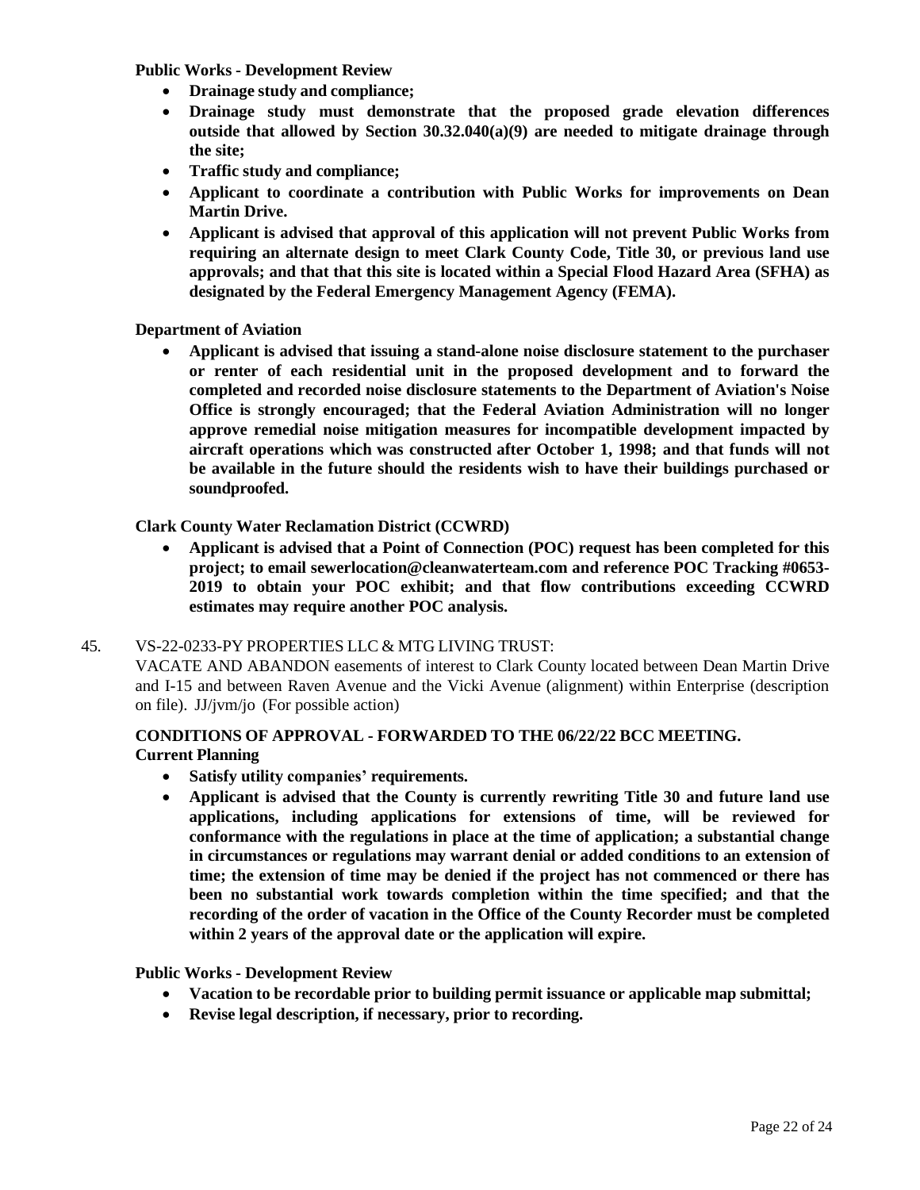**Public Works - Development Review**

- **Drainage study and compliance;**
- **Drainage study must demonstrate that the proposed grade elevation differences outside that allowed by Section 30.32.040(a)(9) are needed to mitigate drainage through the site;**
- **Traffic study and compliance;**
- **Applicant to coordinate a contribution with Public Works for improvements on Dean Martin Drive.**
- **Applicant is advised that approval of this application will not prevent Public Works from requiring an alternate design to meet Clark County Code, Title 30, or previous land use approvals; and that that this site is located within a Special Flood Hazard Area (SFHA) as designated by the Federal Emergency Management Agency (FEMA).**

**Department of Aviation**

- **Applicant is advised that issuing a stand-alone noise disclosure statement to the purchaser or renter of each residential unit in the proposed development and to forward the completed and recorded noise disclosure statements to the Department of Aviation's Noise Office is strongly encouraged; that the Federal Aviation Administration will no longer approve remedial noise mitigation measures for incompatible development impacted by aircraft operations which was constructed after October 1, 1998; and that funds will not be available in the future should the residents wish to have their buildings purchased or soundproofed.**

**Clark County Water Reclamation District (CCWRD)**

- **Applicant is advised that a Point of Connection (POC) request has been completed for this project; to email sewerlocation@cleanwaterteam.com and reference POC Tracking #0653-2019 to obtain your POC exhibit; and that flow contributions exceeding CCWRD estimates may require another POC analysis.**

45. VS-22-0233-PY PROPERTIES LLC & MTG LIVING TRUST:
VACATE AND ABANDON easements of interest to Clark County located between Dean Martin Drive and I-15 and between Raven Avenue and the Vicki Avenue (alignment) within Enterprise (description on file). JJ/jvm/jo (For possible action)

**CONDITIONS OF APPROVAL - FORWARDED TO THE 06/22/22 BCC MEETING.**
**Current Planning**

- **Satisfy utility companies' requirements.**
- **Applicant is advised that the County is currently rewriting Title 30 and future land use applications, including applications for extensions of time, will be reviewed for conformance with the regulations in place at the time of application; a substantial change in circumstances or regulations may warrant denial or added conditions to an extension of time; the extension of time may be denied if the project has not commenced or there has been no substantial work towards completion within the time specified; and that the recording of the order of vacation in the Office of the County Recorder must be completed within 2 years of the approval date or the application will expire.**

**Public Works - Development Review**

- **Vacation to be recordable prior to building permit issuance or applicable map submittal;**
- **Revise legal description, if necessary, prior to recording.**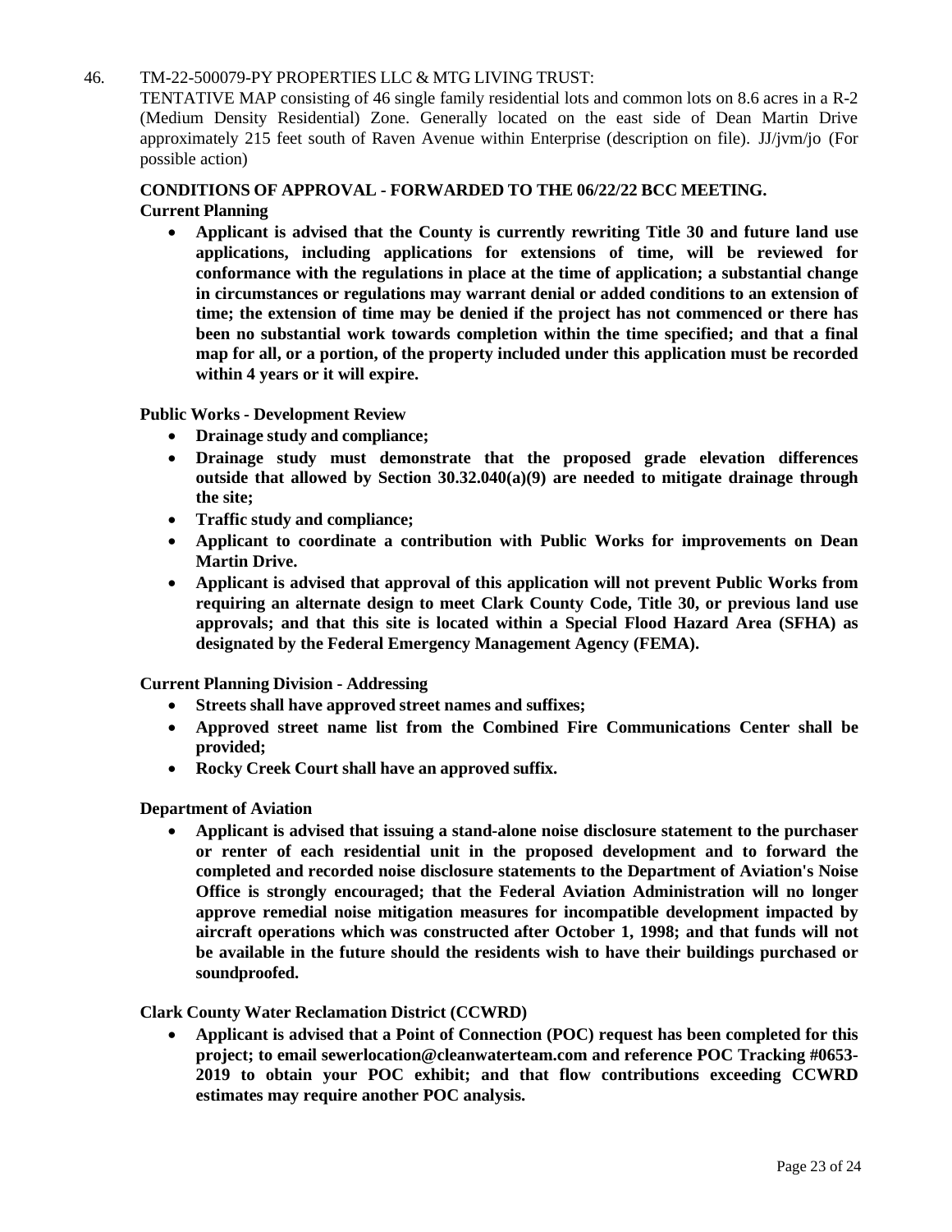46. TM-22-500079-PY PROPERTIES LLC & MTG LIVING TRUST:

TENTATIVE MAP consisting of 46 single family residential lots and common lots on 8.6 acres in a R-2 (Medium Density Residential) Zone. Generally located on the east side of Dean Martin Drive approximately 215 feet south of Raven Avenue within Enterprise (description on file). JJ/jvm/jo (For possible action)

**CONDITIONS OF APPROVAL - FORWARDED TO THE 06/22/22 BCC MEETING.**

**Current Planning**

- **Applicant is advised that the County is currently rewriting Title 30 and future land use applications, including applications for extensions of time, will be reviewed for conformance with the regulations in place at the time of application; a substantial change in circumstances or regulations may warrant denial or added conditions to an extension of time; the extension of time may be denied if the project has not commenced or there has been no substantial work towards completion within the time specified; and that a final map for all, or a portion, of the property included under this application must be recorded within 4 years or it will expire.**

**Public Works - Development Review**

- **Drainage study and compliance;**
- **Drainage study must demonstrate that the proposed grade elevation differences outside that allowed by Section 30.32.040(a)(9) are needed to mitigate drainage through the site;**
- **Traffic study and compliance;**
- **Applicant to coordinate a contribution with Public Works for improvements on Dean Martin Drive.**
- **Applicant is advised that approval of this application will not prevent Public Works from requiring an alternate design to meet Clark County Code, Title 30, or previous land use approvals; and that this site is located within a Special Flood Hazard Area (SFHA) as designated by the Federal Emergency Management Agency (FEMA).**

**Current Planning Division - Addressing**

- **Streets shall have approved street names and suffixes;**
- **Approved street name list from the Combined Fire Communications Center shall be provided;**
- **Rocky Creek Court shall have an approved suffix.**

**Department of Aviation**

- **Applicant is advised that issuing a stand-alone noise disclosure statement to the purchaser or renter of each residential unit in the proposed development and to forward the completed and recorded noise disclosure statements to the Department of Aviation's Noise Office is strongly encouraged; that the Federal Aviation Administration will no longer approve remedial noise mitigation measures for incompatible development impacted by aircraft operations which was constructed after October 1, 1998; and that funds will not be available in the future should the residents wish to have their buildings purchased or soundproofed.**

**Clark County Water Reclamation District (CCWRD)**

- **Applicant is advised that a Point of Connection (POC) request has been completed for this project; to email sewerlocation@cleanwaterteam.com and reference POC Tracking #0653-2019 to obtain your POC exhibit; and that flow contributions exceeding CCWRD estimates may require another POC analysis.**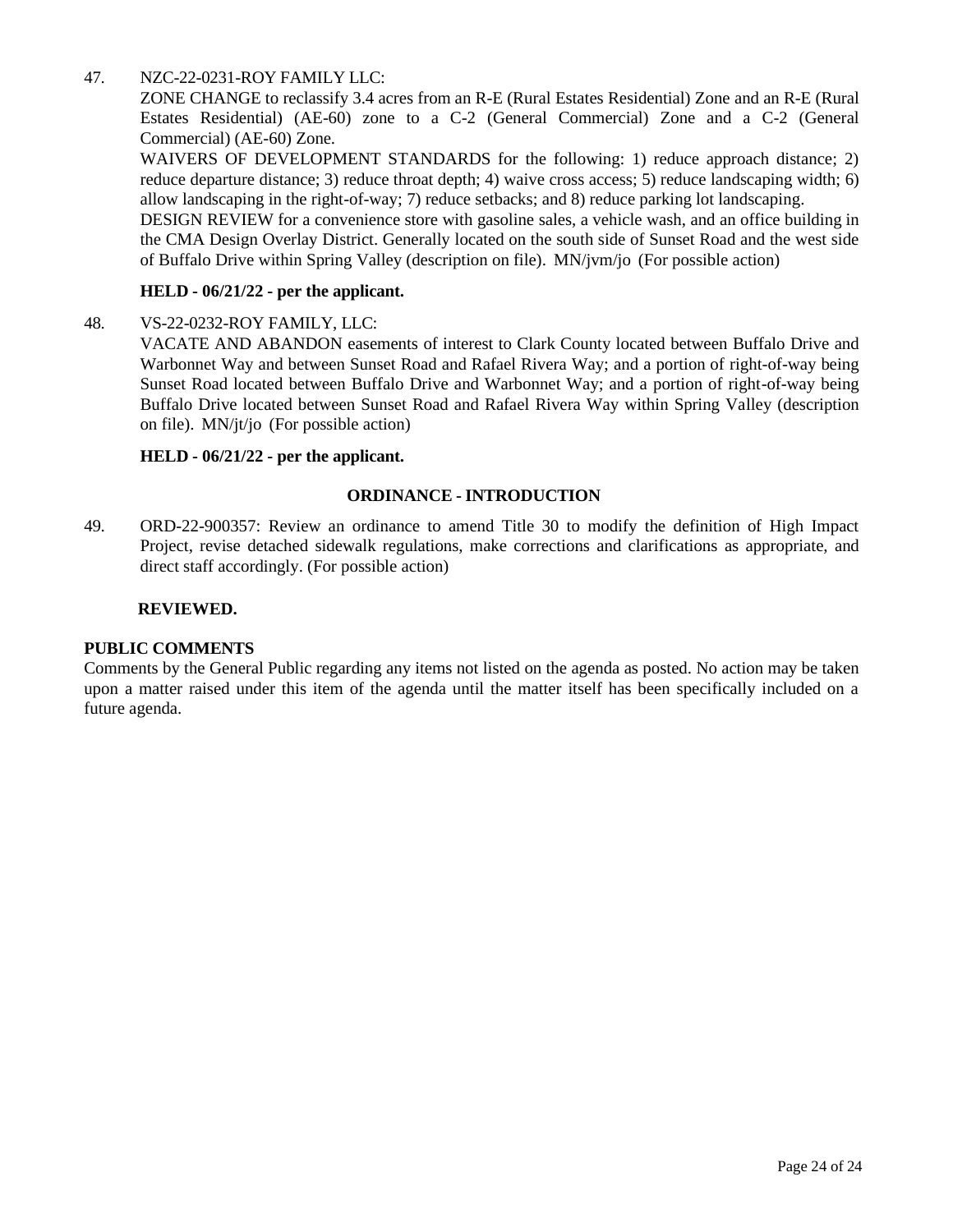47. NZC-22-0231-ROY FAMILY LLC:

ZONE CHANGE to reclassify 3.4 acres from an R-E (Rural Estates Residential) Zone and an R-E (Rural Estates Residential) (AE-60) zone to a C-2 (General Commercial) Zone and a C-2 (General Commercial) (AE-60) Zone.

WAIVERS OF DEVELOPMENT STANDARDS for the following: 1) reduce approach distance; 2) reduce departure distance; 3) reduce throat depth; 4) waive cross access; 5) reduce landscaping width; 6) allow landscaping in the right-of-way; 7) reduce setbacks; and 8) reduce parking lot landscaping.

DESIGN REVIEW for a convenience store with gasoline sales, a vehicle wash, and an office building in the CMA Design Overlay District. Generally located on the south side of Sunset Road and the west side of Buffalo Drive within Spring Valley (description on file). MN/jvm/jo (For possible action)

**HELD - 06/21/22 - per the applicant.**

48. VS-22-0232-ROY FAMILY, LLC:

VACATE AND ABANDON easements of interest to Clark County located between Buffalo Drive and Warbonnet Way and between Sunset Road and Rafael Rivera Way; and a portion of right-of-way being Sunset Road located between Buffalo Drive and Warbonnet Way; and a portion of right-of-way being Buffalo Drive located between Sunset Road and Rafael Rivera Way within Spring Valley (description on file). MN/jt/jo (For possible action)

**HELD - 06/21/22 - per the applicant.**

## ORDINANCE - INTRODUCTION

49. ORD-22-900357: Review an ordinance to amend Title 30 to modify the definition of High Impact Project, revise detached sidewalk regulations, make corrections and clarifications as appropriate, and direct staff accordingly. (For possible action)

**REVIEWED.**

**PUBLIC COMMENTS**

Comments by the General Public regarding any items not listed on the agenda as posted. No action may be taken upon a matter raised under this item of the agenda until the matter itself has been specifically included on a future agenda.